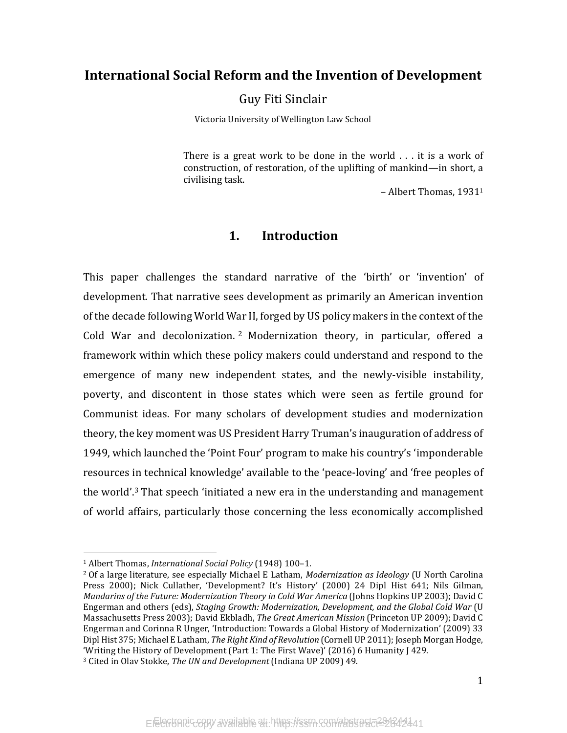# International Social Reform and the Invention of Development

Guy Fiti Sinclair

Victoria University of Wellington Law School

> There is a great work to be done in the world . . . it is a work of construction, of restoration, of the uplifting of mankind—in short, a civilising task.
>
> – Albert Thomas, 1931[1]

## 1. Introduction

This paper challenges the standard narrative of the 'birth' or 'invention' of development. That narrative sees development as primarily an American invention of the decade following World War II, forged by US policy makers in the context of the Cold War and decolonization.[2] Modernization theory, in particular, offered a framework within which these policy makers could understand and respond to the emergence of many new independent states, and the newly-visible instability, poverty, and discontent in those states which were seen as fertile ground for Communist ideas. For many scholars of development studies and modernization theory, the key moment was US President Harry Truman's inauguration of address of 1949, which launched the 'Point Four' program to make his country's 'imponderable resources in technical knowledge' available to the 'peace-loving' and 'free peoples of the world'.[3] That speech 'initiated a new era in the understanding and management of world affairs, particularly those concerning the less economically accomplished

---

[1] Albert Thomas, *International Social Policy* (1948) 100–1.

[2] Of a large literature, see especially Michael E Latham, *Modernization as Ideology* (U North Carolina Press 2000); Nick Cullather, 'Development? It's History' (2000) 24 Dipl Hist 641; Nils Gilman, *Mandarins of the Future: Modernization Theory in Cold War America* (Johns Hopkins UP 2003); David C Engerman and others (eds), *Staging Growth: Modernization, Development, and the Global Cold War* (U Massachusetts Press 2003); David Ekbladh, *The Great American Mission* (Princeton UP 2009); David C Engerman and Corinna R Unger, 'Introduction: Towards a Global History of Modernization' (2009) 33 Dipl Hist 375; Michael E Latham, *The Right Kind of Revolution* (Cornell UP 2011); Joseph Morgan Hodge, 'Writing the History of Development (Part 1: The First Wave)' (2016) 6 Humanity J 429.

[3] Cited in Olav Stokke, *The UN and Development* (Indiana UP 2009) 49.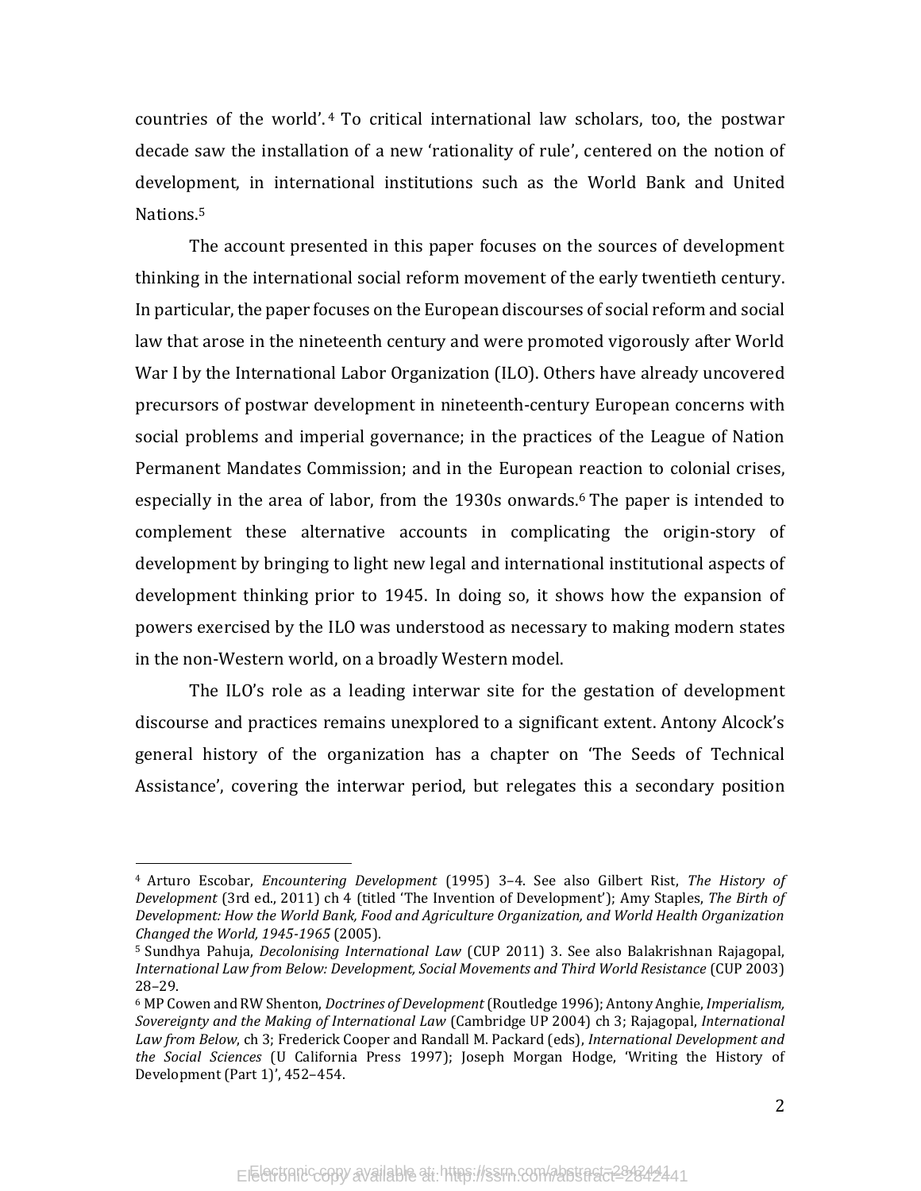countries of the world'.[4] To critical international law scholars, too, the postwar decade saw the installation of a new 'rationality of rule', centered on the notion of development, in international institutions such as the World Bank and United Nations.[5]

The account presented in this paper focuses on the sources of development thinking in the international social reform movement of the early twentieth century. In particular, the paper focuses on the European discourses of social reform and social law that arose in the nineteenth century and were promoted vigorously after World War I by the International Labor Organization (ILO). Others have already uncovered precursors of postwar development in nineteenth-century European concerns with social problems and imperial governance; in the practices of the League of Nation Permanent Mandates Commission; and in the European reaction to colonial crises, especially in the area of labor, from the 1930s onwards.[6] The paper is intended to complement these alternative accounts in complicating the origin-story of development by bringing to light new legal and international institutional aspects of development thinking prior to 1945. In doing so, it shows how the expansion of powers exercised by the ILO was understood as necessary to making modern states in the non-Western world, on a broadly Western model.

The ILO's role as a leading interwar site for the gestation of development discourse and practices remains unexplored to a significant extent. Antony Alcock's general history of the organization has a chapter on 'The Seeds of Technical Assistance', covering the interwar period, but relegates this a secondary position

---

[4] Arturo Escobar, *Encountering Development* (1995) 3–4. See also Gilbert Rist, *The History of Development* (3rd ed., 2011) ch 4 (titled 'The Invention of Development'); Amy Staples, *The Birth of Development: How the World Bank, Food and Agriculture Organization, and World Health Organization Changed the World, 1945-1965* (2005).

[5] Sundhya Pahuja, *Decolonising International Law* (CUP 2011) 3. See also Balakrishnan Rajagopal, *International Law from Below: Development, Social Movements and Third World Resistance* (CUP 2003) 28–29.

[6] MP Cowen and RW Shenton, *Doctrines of Development* (Routledge 1996); Antony Anghie, *Imperialism, Sovereignty and the Making of International Law* (Cambridge UP 2004) ch 3; Rajagopal, *International Law from Below*, ch 3; Frederick Cooper and Randall M. Packard (eds), *International Development and the Social Sciences* (U California Press 1997); Joseph Morgan Hodge, 'Writing the History of Development (Part 1)', 452–454.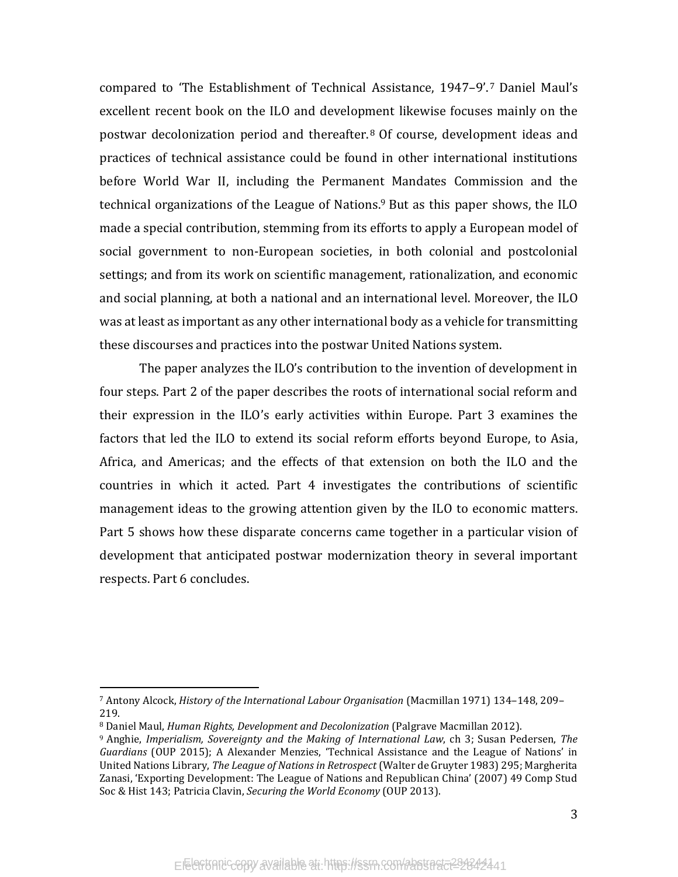compared to 'The Establishment of Technical Assistance, 1947–9'.[7] Daniel Maul's excellent recent book on the ILO and development likewise focuses mainly on the postwar decolonization period and thereafter.[8] Of course, development ideas and practices of technical assistance could be found in other international institutions before World War II, including the Permanent Mandates Commission and the technical organizations of the League of Nations.[9] But as this paper shows, the ILO made a special contribution, stemming from its efforts to apply a European model of social government to non-European societies, in both colonial and postcolonial settings; and from its work on scientific management, rationalization, and economic and social planning, at both a national and an international level. Moreover, the ILO was at least as important as any other international body as a vehicle for transmitting these discourses and practices into the postwar United Nations system.

The paper analyzes the ILO's contribution to the invention of development in four steps. Part 2 of the paper describes the roots of international social reform and their expression in the ILO's early activities within Europe. Part 3 examines the factors that led the ILO to extend its social reform efforts beyond Europe, to Asia, Africa, and Americas; and the effects of that extension on both the ILO and the countries in which it acted. Part 4 investigates the contributions of scientific management ideas to the growing attention given by the ILO to economic matters. Part 5 shows how these disparate concerns came together in a particular vision of development that anticipated postwar modernization theory in several important respects. Part 6 concludes.

---

[7] Antony Alcock, *History of the International Labour Organisation* (Macmillan 1971) 134–148, 209–219.

[8] Daniel Maul, *Human Rights, Development and Decolonization* (Palgrave Macmillan 2012).

[9] Anghie, *Imperialism, Sovereignty and the Making of International Law*, ch 3; Susan Pedersen, *The Guardians* (OUP 2015); A Alexander Menzies, 'Technical Assistance and the League of Nations' in United Nations Library, *The League of Nations in Retrospect* (Walter de Gruyter 1983) 295; Margherita Zanasi, 'Exporting Development: The League of Nations and Republican China' (2007) 49 Comp Stud Soc & Hist 143; Patricia Clavin, *Securing the World Economy* (OUP 2013).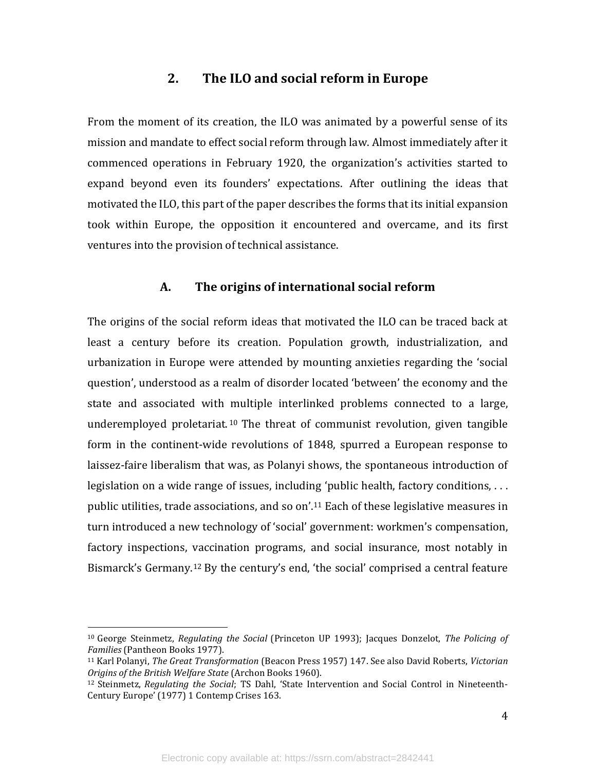## 2. The ILO and social reform in Europe

From the moment of its creation, the ILO was animated by a powerful sense of its mission and mandate to effect social reform through law. Almost immediately after it commenced operations in February 1920, the organization's activities started to expand beyond even its founders' expectations. After outlining the ideas that motivated the ILO, this part of the paper describes the forms that its initial expansion took within Europe, the opposition it encountered and overcame, and its first ventures into the provision of technical assistance.

### A. The origins of international social reform

The origins of the social reform ideas that motivated the ILO can be traced back at least a century before its creation. Population growth, industrialization, and urbanization in Europe were attended by mounting anxieties regarding the 'social question', understood as a realm of disorder located 'between' the economy and the state and associated with multiple interlinked problems connected to a large, underemployed proletariat.[10] The threat of communist revolution, given tangible form in the continent-wide revolutions of 1848, spurred a European response to laissez-faire liberalism that was, as Polanyi shows, the spontaneous introduction of legislation on a wide range of issues, including 'public health, factory conditions, . . . public utilities, trade associations, and so on'.[11] Each of these legislative measures in turn introduced a new technology of 'social' government: workmen's compensation, factory inspections, vaccination programs, and social insurance, most notably in Bismarck's Germany.[12] By the century's end, 'the social' comprised a central feature

---

[10] George Steinmetz, *Regulating the Social* (Princeton UP 1993); Jacques Donzelot, *The Policing of Families* (Pantheon Books 1977).

[11] Karl Polanyi, *The Great Transformation* (Beacon Press 1957) 147. See also David Roberts, *Victorian Origins of the British Welfare State* (Archon Books 1960).

[12] Steinmetz, *Regulating the Social*; TS Dahl, 'State Intervention and Social Control in Nineteenth-Century Europe' (1977) 1 Contemp Crises 163.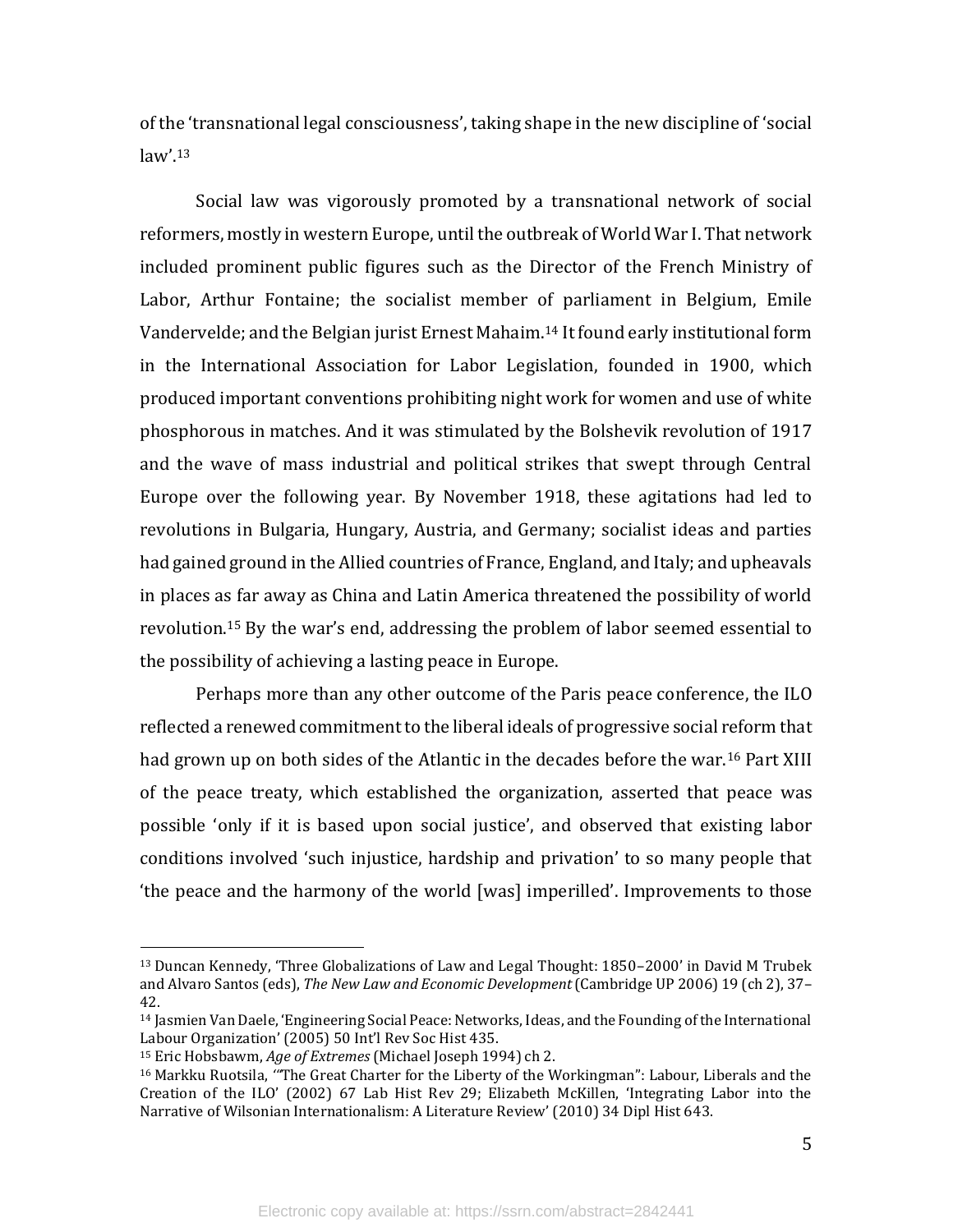of the 'transnational legal consciousness', taking shape in the new discipline of 'social law'.[13]

Social law was vigorously promoted by a transnational network of social reformers, mostly in western Europe, until the outbreak of World War I. That network included prominent public figures such as the Director of the French Ministry of Labor, Arthur Fontaine; the socialist member of parliament in Belgium, Emile Vandervelde; and the Belgian jurist Ernest Mahaim.[14] It found early institutional form in the International Association for Labor Legislation, founded in 1900, which produced important conventions prohibiting night work for women and use of white phosphorous in matches. And it was stimulated by the Bolshevik revolution of 1917 and the wave of mass industrial and political strikes that swept through Central Europe over the following year. By November 1918, these agitations had led to revolutions in Bulgaria, Hungary, Austria, and Germany; socialist ideas and parties had gained ground in the Allied countries of France, England, and Italy; and upheavals in places as far away as China and Latin America threatened the possibility of world revolution.[15] By the war's end, addressing the problem of labor seemed essential to the possibility of achieving a lasting peace in Europe.

Perhaps more than any other outcome of the Paris peace conference, the ILO reflected a renewed commitment to the liberal ideals of progressive social reform that had grown up on both sides of the Atlantic in the decades before the war.[16] Part XIII of the peace treaty, which established the organization, asserted that peace was possible 'only if it is based upon social justice', and observed that existing labor conditions involved 'such injustice, hardship and privation' to so many people that 'the peace and the harmony of the world [was] imperilled'. Improvements to those

---

[13] Duncan Kennedy, 'Three Globalizations of Law and Legal Thought: 1850–2000' in David M Trubek and Alvaro Santos (eds), *The New Law and Economic Development* (Cambridge UP 2006) 19 (ch 2), 37–42.

[14] Jasmien Van Daele, 'Engineering Social Peace: Networks, Ideas, and the Founding of the International Labour Organization' (2005) 50 Int'l Rev Soc Hist 435.

[15] Eric Hobsbawm, *Age of Extremes* (Michael Joseph 1994) ch 2.

[16] Markku Ruotsila, '"The Great Charter for the Liberty of the Workingman": Labour, Liberals and the Creation of the ILO' (2002) 67 Lab Hist Rev 29; Elizabeth McKillen, 'Integrating Labor into the Narrative of Wilsonian Internationalism: A Literature Review' (2010) 34 Dipl Hist 643.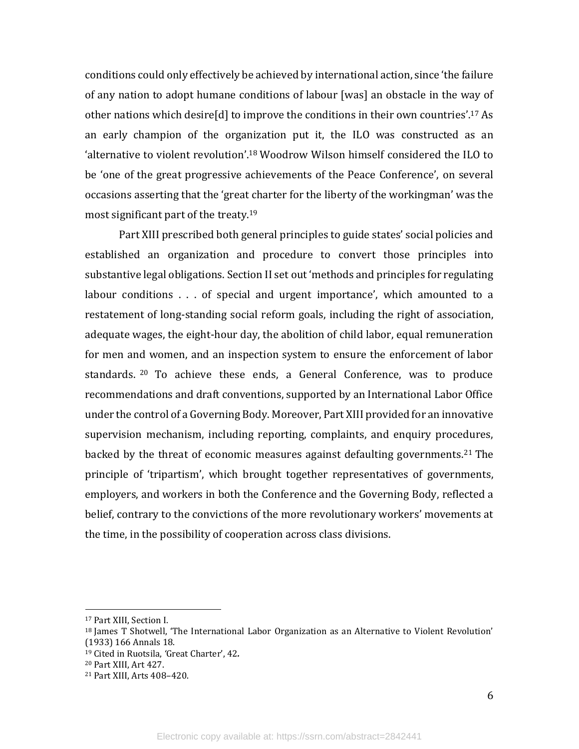conditions could only effectively be achieved by international action, since 'the failure of any nation to adopt humane conditions of labour [was] an obstacle in the way of other nations which desire[d] to improve the conditions in their own countries'.[17] As an early champion of the organization put it, the ILO was constructed as an 'alternative to violent revolution'.[18] Woodrow Wilson himself considered the ILO to be 'one of the great progressive achievements of the Peace Conference', on several occasions asserting that the 'great charter for the liberty of the workingman' was the most significant part of the treaty.[19]

Part XIII prescribed both general principles to guide states' social policies and established an organization and procedure to convert those principles into substantive legal obligations. Section II set out 'methods and principles for regulating labour conditions . . . of special and urgent importance', which amounted to a restatement of long-standing social reform goals, including the right of association, adequate wages, the eight-hour day, the abolition of child labor, equal remuneration for men and women, and an inspection system to ensure the enforcement of labor standards.[20] To achieve these ends, a General Conference, was to produce recommendations and draft conventions, supported by an International Labor Office under the control of a Governing Body. Moreover, Part XIII provided for an innovative supervision mechanism, including reporting, complaints, and enquiry procedures, backed by the threat of economic measures against defaulting governments.[21] The principle of 'tripartism', which brought together representatives of governments, employers, and workers in both the Conference and the Governing Body, reflected a belief, contrary to the convictions of the more revolutionary workers' movements at the time, in the possibility of cooperation across class divisions.

---

[17] Part XIII, Section I.

[18] James T Shotwell, 'The International Labor Organization as an Alternative to Violent Revolution' (1933) 166 Annals 18.

[19] Cited in Ruotsila, 'Great Charter', 42.

[20] Part XIII, Art 427.

[21] Part XIII, Arts 408–420.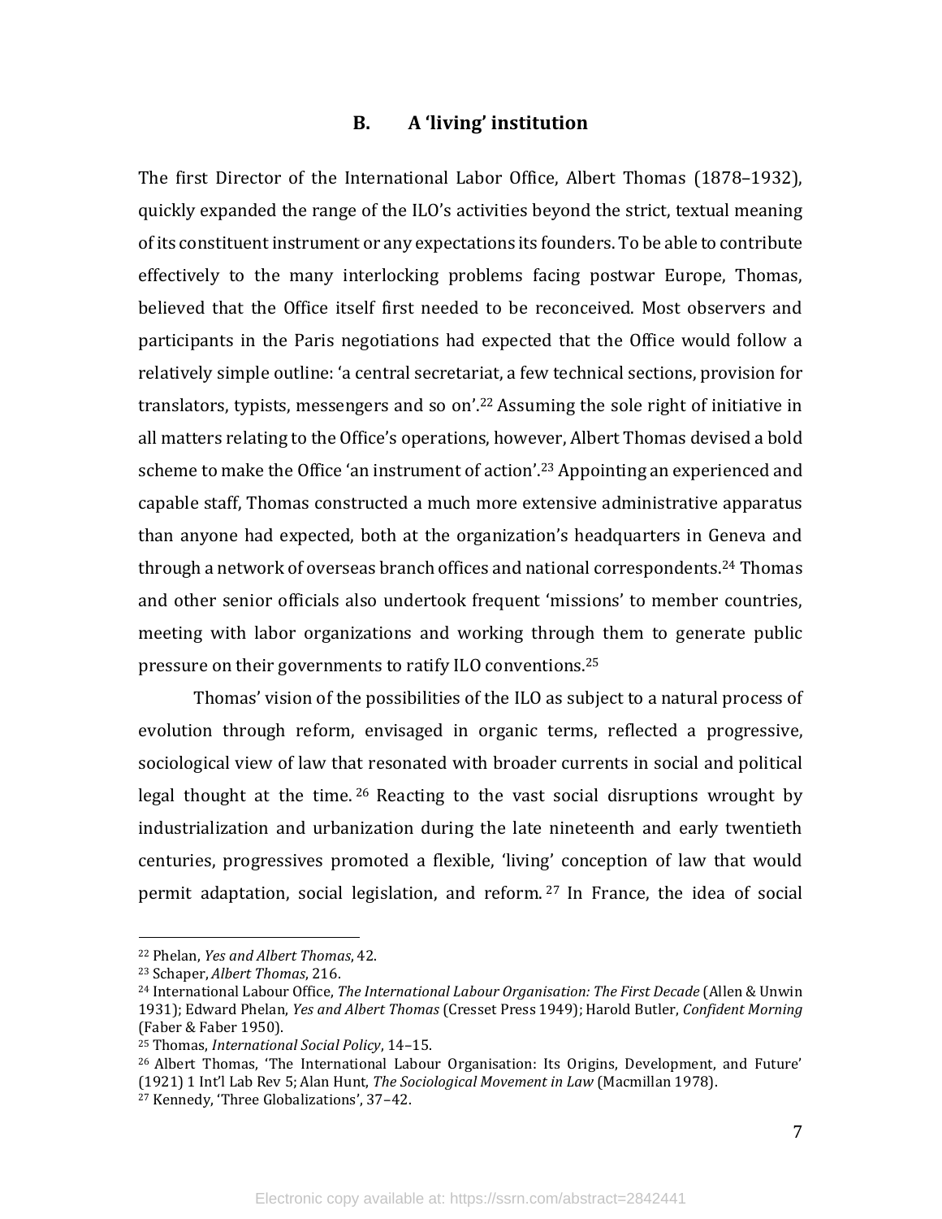## B. A 'living' institution

The first Director of the International Labor Office, Albert Thomas (1878–1932), quickly expanded the range of the ILO's activities beyond the strict, textual meaning of its constituent instrument or any expectations its founders. To be able to contribute effectively to the many interlocking problems facing postwar Europe, Thomas, believed that the Office itself first needed to be reconceived. Most observers and participants in the Paris negotiations had expected that the Office would follow a relatively simple outline: 'a central secretariat, a few technical sections, provision for translators, typists, messengers and so on'.[22] Assuming the sole right of initiative in all matters relating to the Office's operations, however, Albert Thomas devised a bold scheme to make the Office 'an instrument of action'.[23] Appointing an experienced and capable staff, Thomas constructed a much more extensive administrative apparatus than anyone had expected, both at the organization's headquarters in Geneva and through a network of overseas branch offices and national correspondents.[24] Thomas and other senior officials also undertook frequent 'missions' to member countries, meeting with labor organizations and working through them to generate public pressure on their governments to ratify ILO conventions.[25]

Thomas' vision of the possibilities of the ILO as subject to a natural process of evolution through reform, envisaged in organic terms, reflected a progressive, sociological view of law that resonated with broader currents in social and political legal thought at the time.[26] Reacting to the vast social disruptions wrought by industrialization and urbanization during the late nineteenth and early twentieth centuries, progressives promoted a flexible, 'living' conception of law that would permit adaptation, social legislation, and reform.[27] In France, the idea of social

---

[22] Phelan, *Yes and Albert Thomas*, 42.

[23] Schaper, *Albert Thomas*, 216.

[24] International Labour Office, *The International Labour Organisation: The First Decade* (Allen & Unwin 1931); Edward Phelan, *Yes and Albert Thomas* (Cresset Press 1949); Harold Butler, *Confident Morning* (Faber & Faber 1950).

[25] Thomas, *International Social Policy*, 14–15.

[26] Albert Thomas, 'The International Labour Organisation: Its Origins, Development, and Future' (1921) 1 Int'l Lab Rev 5; Alan Hunt, *The Sociological Movement in Law* (Macmillan 1978).

[27] Kennedy, 'Three Globalizations', 37–42.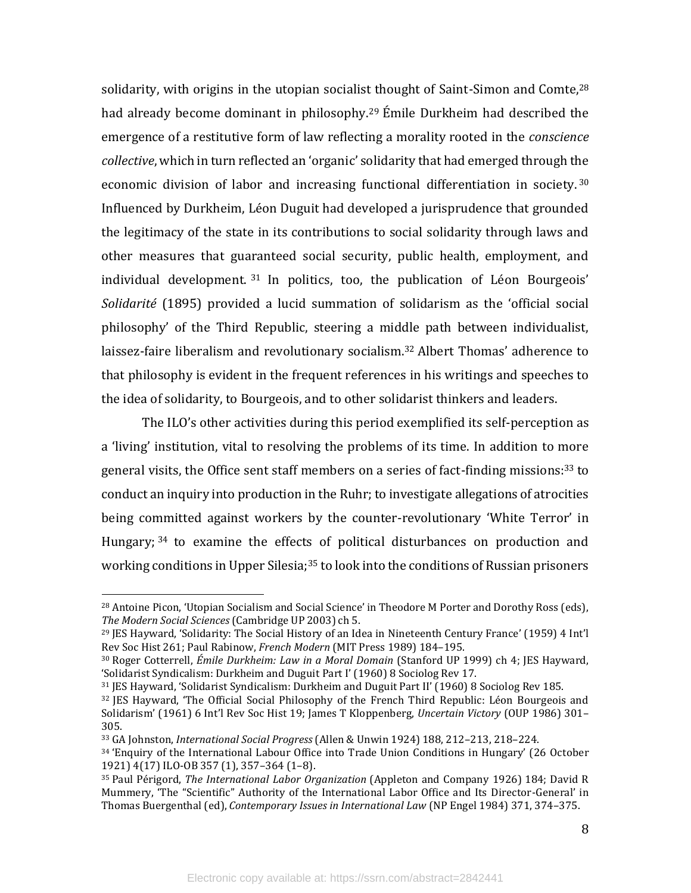solidarity, with origins in the utopian socialist thought of Saint-Simon and Comte,[28] had already become dominant in philosophy.[29] Émile Durkheim had described the emergence of a restitutive form of law reflecting a morality rooted in the *conscience collective*, which in turn reflected an 'organic' solidarity that had emerged through the economic division of labor and increasing functional differentiation in society.[30] Influenced by Durkheim, Léon Duguit had developed a jurisprudence that grounded the legitimacy of the state in its contributions to social solidarity through laws and other measures that guaranteed social security, public health, employment, and individual development.[31] In politics, too, the publication of Léon Bourgeois' *Solidarité* (1895) provided a lucid summation of solidarism as the 'official social philosophy' of the Third Republic, steering a middle path between individualist, laissez-faire liberalism and revolutionary socialism.[32] Albert Thomas' adherence to that philosophy is evident in the frequent references in his writings and speeches to the idea of solidarity, to Bourgeois, and to other solidarist thinkers and leaders.

The ILO's other activities during this period exemplified its self-perception as a 'living' institution, vital to resolving the problems of its time. In addition to more general visits, the Office sent staff members on a series of fact-finding missions:[33] to conduct an inquiry into production in the Ruhr; to investigate allegations of atrocities being committed against workers by the counter-revolutionary 'White Terror' in Hungary;[34] to examine the effects of political disturbances on production and working conditions in Upper Silesia;[35] to look into the conditions of Russian prisoners

---

[28] Antoine Picon, 'Utopian Socialism and Social Science' in Theodore M Porter and Dorothy Ross (eds), *The Modern Social Sciences* (Cambridge UP 2003) ch 5.

[29] JES Hayward, 'Solidarity: The Social History of an Idea in Nineteenth Century France' (1959) 4 Int'l Rev Soc Hist 261; Paul Rabinow, *French Modern* (MIT Press 1989) 184–195.

[30] Roger Cotterrell, *Émile Durkheim: Law in a Moral Domain* (Stanford UP 1999) ch 4; JES Hayward, 'Solidarist Syndicalism: Durkheim and Duguit Part I' (1960) 8 Sociolog Rev 17.

[31] JES Hayward, 'Solidarist Syndicalism: Durkheim and Duguit Part II' (1960) 8 Sociolog Rev 185.

[32] JES Hayward, 'The Official Social Philosophy of the French Third Republic: Léon Bourgeois and Solidarism' (1961) 6 Int'l Rev Soc Hist 19; James T Kloppenberg, *Uncertain Victory* (OUP 1986) 301–305.

[33] GA Johnston, *International Social Progress* (Allen & Unwin 1924) 188, 212–213, 218–224.

[34] 'Enquiry of the International Labour Office into Trade Union Conditions in Hungary' (26 October 1921) 4(17) ILO-OB 357 (1), 357–364 (1–8).

[35] Paul Périgord, *The International Labor Organization* (Appleton and Company 1926) 184; David R Mummery, 'The "Scientific" Authority of the International Labor Office and Its Director-General' in Thomas Buergenthal (ed), *Contemporary Issues in International Law* (NP Engel 1984) 371, 374–375.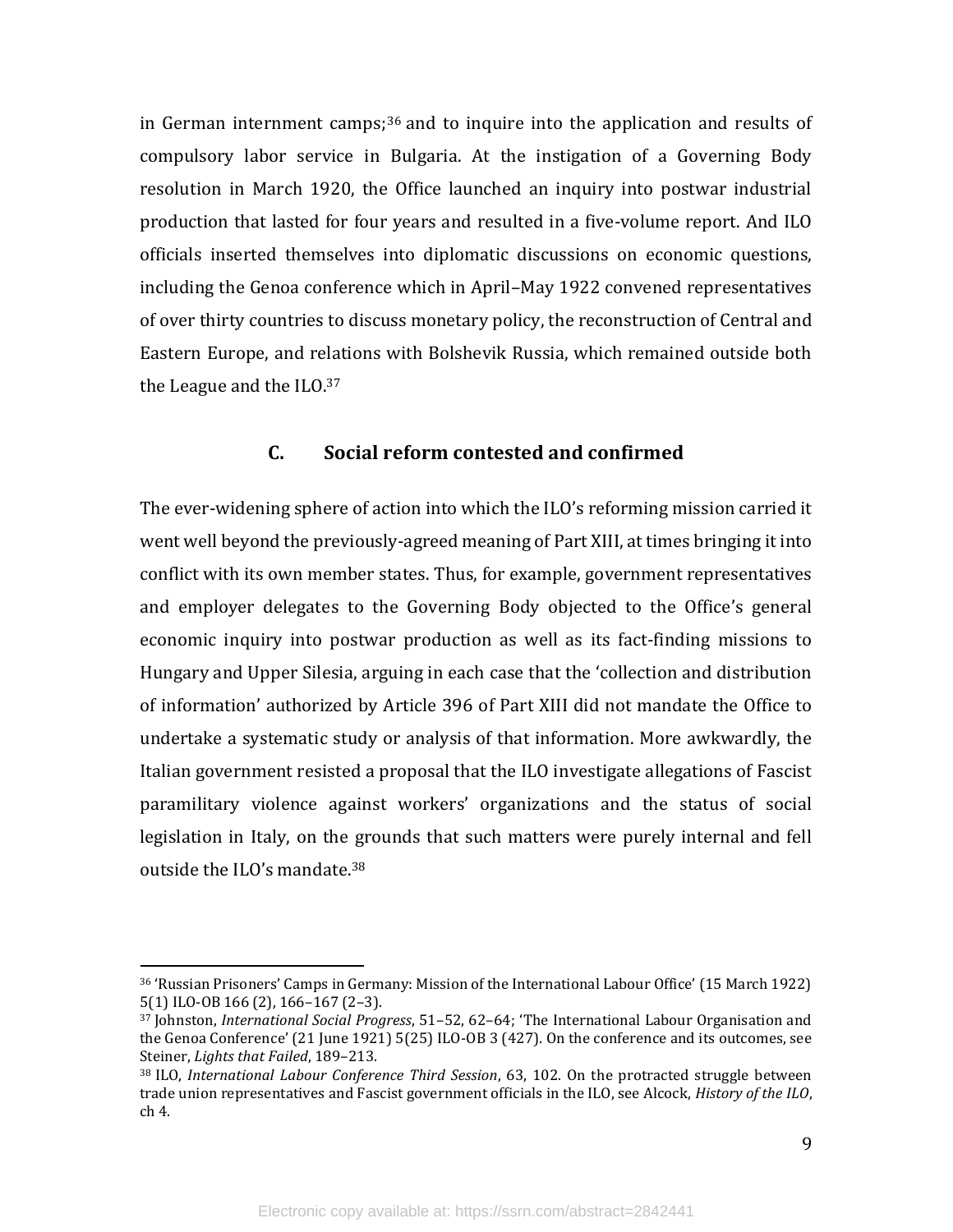in German internment camps;[36] and to inquire into the application and results of compulsory labor service in Bulgaria. At the instigation of a Governing Body resolution in March 1920, the Office launched an inquiry into postwar industrial production that lasted for four years and resulted in a five-volume report. And ILO officials inserted themselves into diplomatic discussions on economic questions, including the Genoa conference which in April–May 1922 convened representatives of over thirty countries to discuss monetary policy, the reconstruction of Central and Eastern Europe, and relations with Bolshevik Russia, which remained outside both the League and the ILO.[37]

## C. Social reform contested and confirmed

The ever-widening sphere of action into which the ILO's reforming mission carried it went well beyond the previously-agreed meaning of Part XIII, at times bringing it into conflict with its own member states. Thus, for example, government representatives and employer delegates to the Governing Body objected to the Office's general economic inquiry into postwar production as well as its fact-finding missions to Hungary and Upper Silesia, arguing in each case that the 'collection and distribution of information' authorized by Article 396 of Part XIII did not mandate the Office to undertake a systematic study or analysis of that information. More awkwardly, the Italian government resisted a proposal that the ILO investigate allegations of Fascist paramilitary violence against workers' organizations and the status of social legislation in Italy, on the grounds that such matters were purely internal and fell outside the ILO's mandate.[38]

---

[36] 'Russian Prisoners' Camps in Germany: Mission of the International Labour Office' (15 March 1922) 5(1) ILO-OB 166 (2), 166–167 (2–3).

[37] Johnston, *International Social Progress*, 51–52, 62–64; 'The International Labour Organisation and the Genoa Conference' (21 June 1921) 5(25) ILO-OB 3 (427). On the conference and its outcomes, see Steiner, *Lights that Failed*, 189–213.

[38] ILO, *International Labour Conference Third Session*, 63, 102. On the protracted struggle between trade union representatives and Fascist government officials in the ILO, see Alcock, *History of the ILO*, ch 4.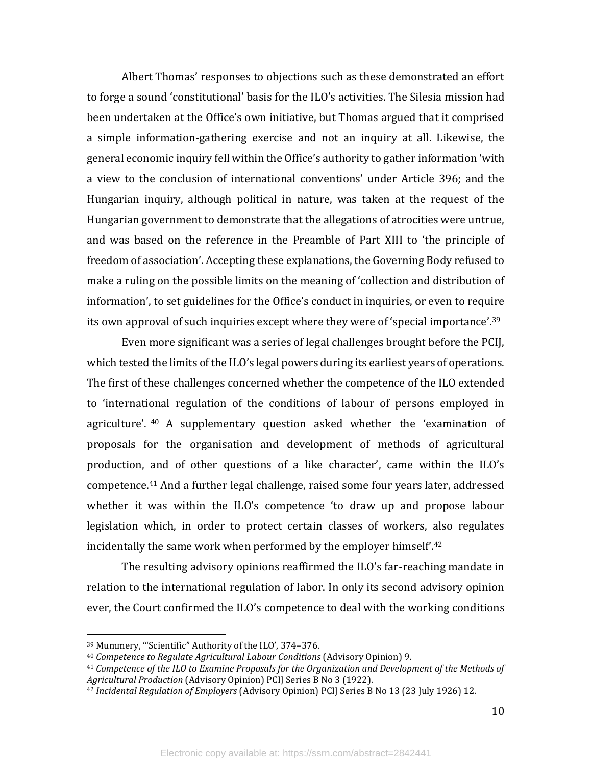Albert Thomas' responses to objections such as these demonstrated an effort to forge a sound 'constitutional' basis for the ILO's activities. The Silesia mission had been undertaken at the Office's own initiative, but Thomas argued that it comprised a simple information-gathering exercise and not an inquiry at all. Likewise, the general economic inquiry fell within the Office's authority to gather information 'with a view to the conclusion of international conventions' under Article 396; and the Hungarian inquiry, although political in nature, was taken at the request of the Hungarian government to demonstrate that the allegations of atrocities were untrue, and was based on the reference in the Preamble of Part XIII to 'the principle of freedom of association'. Accepting these explanations, the Governing Body refused to make a ruling on the possible limits on the meaning of 'collection and distribution of information', to set guidelines for the Office's conduct in inquiries, or even to require its own approval of such inquiries except where they were of 'special importance'.[39]

Even more significant was a series of legal challenges brought before the PCIJ, which tested the limits of the ILO's legal powers during its earliest years of operations. The first of these challenges concerned whether the competence of the ILO extended to 'international regulation of the conditions of labour of persons employed in agriculture'.[40] A supplementary question asked whether the 'examination of proposals for the organisation and development of methods of agricultural production, and of other questions of a like character', came within the ILO's competence.[41] And a further legal challenge, raised some four years later, addressed whether it was within the ILO's competence 'to draw up and propose labour legislation which, in order to protect certain classes of workers, also regulates incidentally the same work when performed by the employer himself'.[42]

The resulting advisory opinions reaffirmed the ILO's far-reaching mandate in relation to the international regulation of labor. In only its second advisory opinion ever, the Court confirmed the ILO's competence to deal with the working conditions

---

[39] Mummery, '"Scientific" Authority of the ILO', 374–376.

[40] *Competence to Regulate Agricultural Labour Conditions* (Advisory Opinion) 9.

[41] *Competence of the ILO to Examine Proposals for the Organization and Development of the Methods of Agricultural Production* (Advisory Opinion) PCIJ Series B No 3 (1922).

[42] *Incidental Regulation of Employers* (Advisory Opinion) PCIJ Series B No 13 (23 July 1926) 12.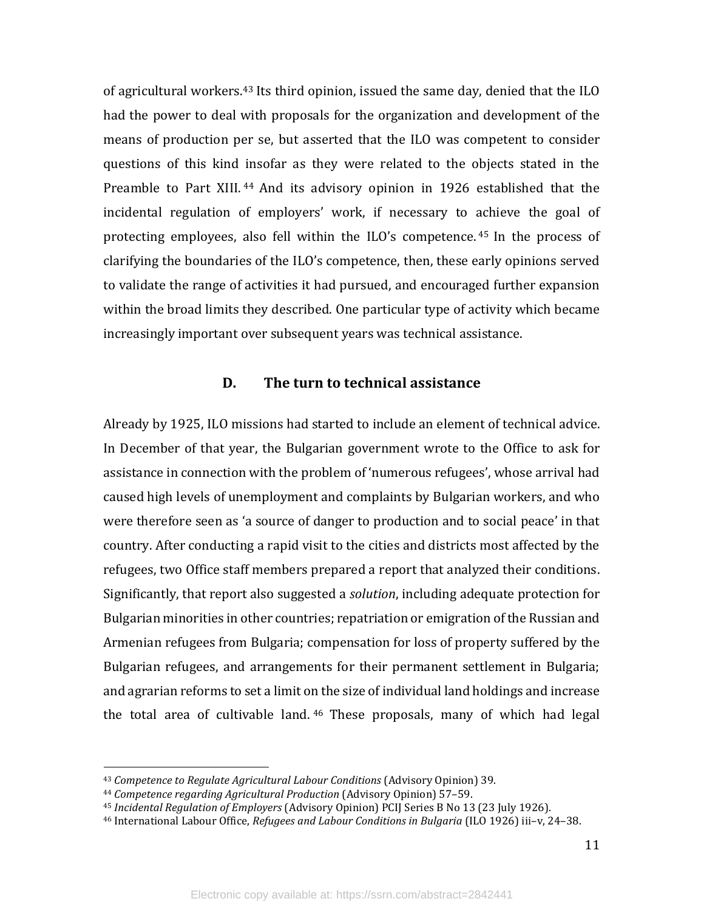of agricultural workers.[43] Its third opinion, issued the same day, denied that the ILO had the power to deal with proposals for the organization and development of the means of production per se, but asserted that the ILO was competent to consider questions of this kind insofar as they were related to the objects stated in the Preamble to Part XIII.[44] And its advisory opinion in 1926 established that the incidental regulation of employers' work, if necessary to achieve the goal of protecting employees, also fell within the ILO's competence.[45] In the process of clarifying the boundaries of the ILO's competence, then, these early opinions served to validate the range of activities it had pursued, and encouraged further expansion within the broad limits they described. One particular type of activity which became increasingly important over subsequent years was technical assistance.

## D. The turn to technical assistance

Already by 1925, ILO missions had started to include an element of technical advice. In December of that year, the Bulgarian government wrote to the Office to ask for assistance in connection with the problem of 'numerous refugees', whose arrival had caused high levels of unemployment and complaints by Bulgarian workers, and who were therefore seen as 'a source of danger to production and to social peace' in that country. After conducting a rapid visit to the cities and districts most affected by the refugees, two Office staff members prepared a report that analyzed their conditions. Significantly, that report also suggested a *solution*, including adequate protection for Bulgarian minorities in other countries; repatriation or emigration of the Russian and Armenian refugees from Bulgaria; compensation for loss of property suffered by the Bulgarian refugees, and arrangements for their permanent settlement in Bulgaria; and agrarian reforms to set a limit on the size of individual land holdings and increase the total area of cultivable land.[46] These proposals, many of which had legal

---

[43] *Competence to Regulate Agricultural Labour Conditions* (Advisory Opinion) 39.

[44] *Competence regarding Agricultural Production* (Advisory Opinion) 57–59.

[45] *Incidental Regulation of Employers* (Advisory Opinion) PCIJ Series B No 13 (23 July 1926).

[46] International Labour Office, *Refugees and Labour Conditions in Bulgaria* (ILO 1926) iii–v, 24–38.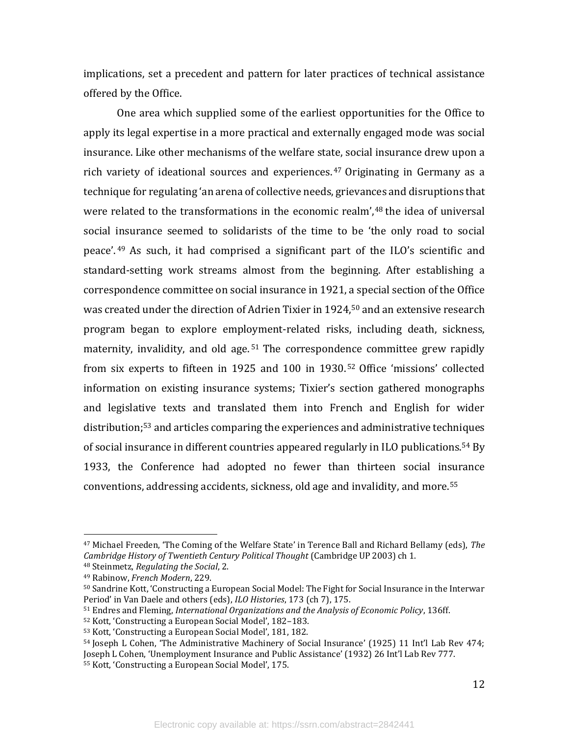implications, set a precedent and pattern for later practices of technical assistance offered by the Office.

One area which supplied some of the earliest opportunities for the Office to apply its legal expertise in a more practical and externally engaged mode was social insurance. Like other mechanisms of the welfare state, social insurance drew upon a rich variety of ideational sources and experiences.[47] Originating in Germany as a technique for regulating 'an arena of collective needs, grievances and disruptions that were related to the transformations in the economic realm',[48] the idea of universal social insurance seemed to solidarists of the time to be 'the only road to social peace'.[49] As such, it had comprised a significant part of the ILO's scientific and standard-setting work streams almost from the beginning. After establishing a correspondence committee on social insurance in 1921, a special section of the Office was created under the direction of Adrien Tixier in 1924,[50] and an extensive research program began to explore employment-related risks, including death, sickness, maternity, invalidity, and old age.[51] The correspondence committee grew rapidly from six experts to fifteen in 1925 and 100 in 1930.[52] Office 'missions' collected information on existing insurance systems; Tixier's section gathered monographs and legislative texts and translated them into French and English for wider distribution;[53] and articles comparing the experiences and administrative techniques of social insurance in different countries appeared regularly in ILO publications.[54] By 1933, the Conference had adopted no fewer than thirteen social insurance conventions, addressing accidents, sickness, old age and invalidity, and more.[55]

---

[47] Michael Freeden, 'The Coming of the Welfare State' in Terence Ball and Richard Bellamy (eds), *The Cambridge History of Twentieth Century Political Thought* (Cambridge UP 2003) ch 1.

[48] Steinmetz, *Regulating the Social*, 2.

[49] Rabinow, *French Modern*, 229.

[50] Sandrine Kott, 'Constructing a European Social Model: The Fight for Social Insurance in the Interwar Period' in Van Daele and others (eds), *ILO Histories*, 173 (ch 7), 175.

[51] Endres and Fleming, *International Organizations and the Analysis of Economic Policy*, 136ff.

[52] Kott, 'Constructing a European Social Model', 182–183.

[53] Kott, 'Constructing a European Social Model', 181, 182.

[54] Joseph L Cohen, 'The Administrative Machinery of Social Insurance' (1925) 11 Int'l Lab Rev 474; Joseph L Cohen, 'Unemployment Insurance and Public Assistance' (1932) 26 Int'l Lab Rev 777.

[55] Kott, 'Constructing a European Social Model', 175.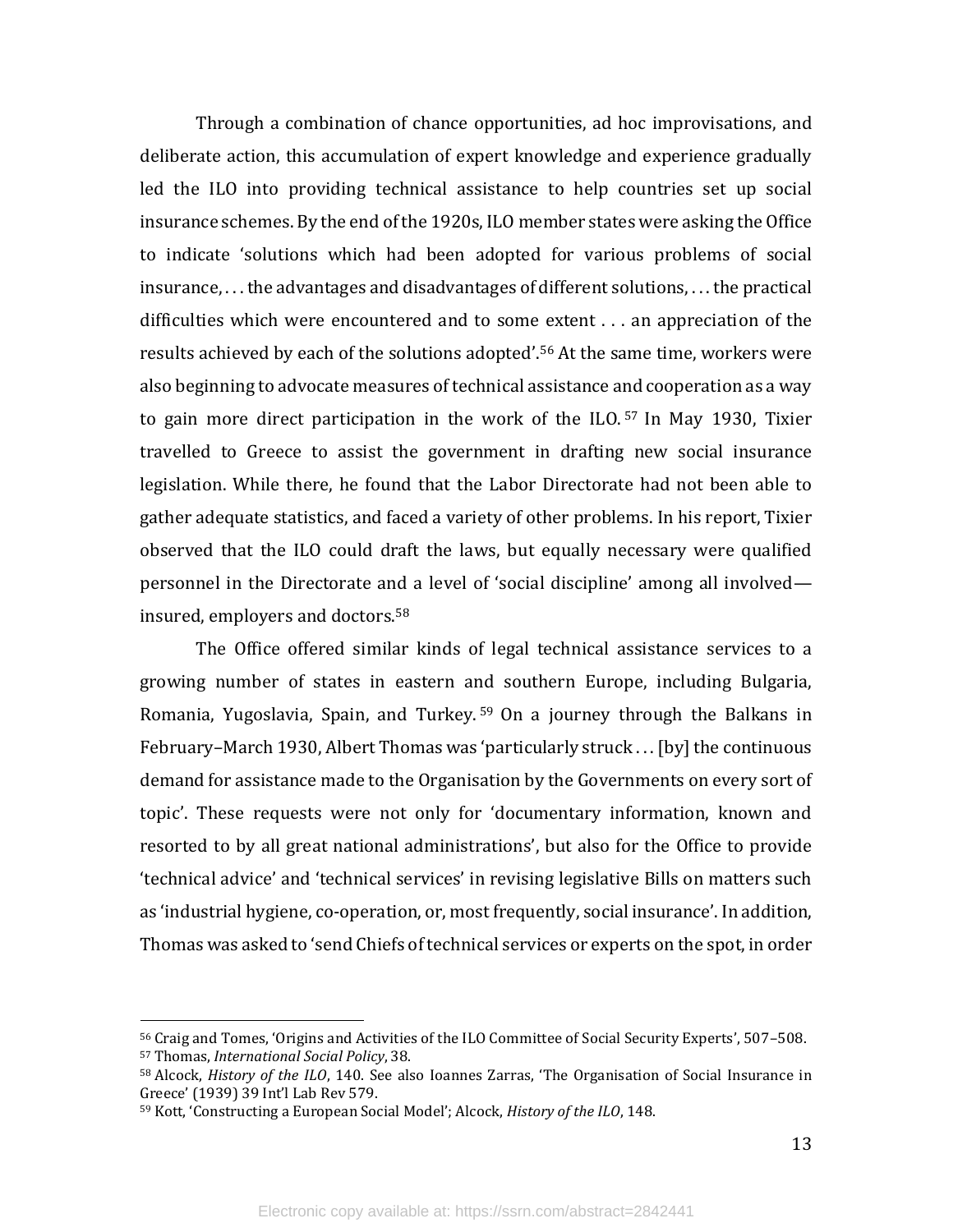Through a combination of chance opportunities, ad hoc improvisations, and deliberate action, this accumulation of expert knowledge and experience gradually led the ILO into providing technical assistance to help countries set up social insurance schemes. By the end of the 1920s, ILO member states were asking the Office to indicate 'solutions which had been adopted for various problems of social insurance, . . . the advantages and disadvantages of different solutions, . . . the practical difficulties which were encountered and to some extent . . . an appreciation of the results achieved by each of the solutions adopted'.[56] At the same time, workers were also beginning to advocate measures of technical assistance and cooperation as a way to gain more direct participation in the work of the ILO.[57] In May 1930, Tixier travelled to Greece to assist the government in drafting new social insurance legislation. While there, he found that the Labor Directorate had not been able to gather adequate statistics, and faced a variety of other problems. In his report, Tixier observed that the ILO could draft the laws, but equally necessary were qualified personnel in the Directorate and a level of 'social discipline' among all involved—insured, employers and doctors.[58]

The Office offered similar kinds of legal technical assistance services to a growing number of states in eastern and southern Europe, including Bulgaria, Romania, Yugoslavia, Spain, and Turkey.[59] On a journey through the Balkans in February–March 1930, Albert Thomas was 'particularly struck . . . [by] the continuous demand for assistance made to the Organisation by the Governments on every sort of topic'. These requests were not only for 'documentary information, known and resorted to by all great national administrations', but also for the Office to provide 'technical advice' and 'technical services' in revising legislative Bills on matters such as 'industrial hygiene, co-operation, or, most frequently, social insurance'. In addition, Thomas was asked to 'send Chiefs of technical services or experts on the spot, in order

[56] Craig and Tomes, 'Origins and Activities of the ILO Committee of Social Security Experts', 507–508.
[57] Thomas, *International Social Policy*, 38.
[58] Alcock, *History of the ILO*, 140. See also Ioannes Zarras, 'The Organisation of Social Insurance in Greece' (1939) 39 Int'l Lab Rev 579.
[59] Kott, 'Constructing a European Social Model'; Alcock, *History of the ILO*, 148.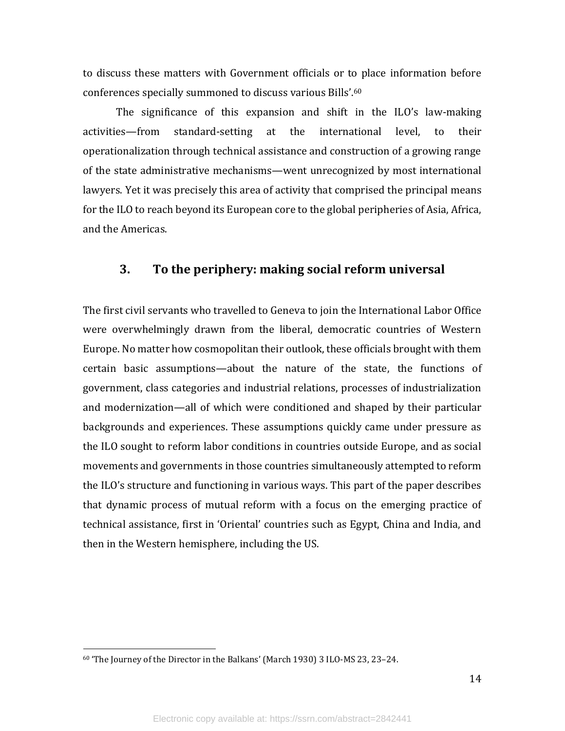to discuss these matters with Government officials or to place information before conferences specially summoned to discuss various Bills'.[60]

The significance of this expansion and shift in the ILO's law-making activities—from standard-setting at the international level, to their operationalization through technical assistance and construction of a growing range of the state administrative mechanisms—went unrecognized by most international lawyers. Yet it was precisely this area of activity that comprised the principal means for the ILO to reach beyond its European core to the global peripheries of Asia, Africa, and the Americas.

## 3. To the periphery: making social reform universal

The first civil servants who travelled to Geneva to join the International Labor Office were overwhelmingly drawn from the liberal, democratic countries of Western Europe. No matter how cosmopolitan their outlook, these officials brought with them certain basic assumptions—about the nature of the state, the functions of government, class categories and industrial relations, processes of industrialization and modernization—all of which were conditioned and shaped by their particular backgrounds and experiences. These assumptions quickly came under pressure as the ILO sought to reform labor conditions in countries outside Europe, and as social movements and governments in those countries simultaneously attempted to reform the ILO's structure and functioning in various ways. This part of the paper describes that dynamic process of mutual reform with a focus on the emerging practice of technical assistance, first in 'Oriental' countries such as Egypt, China and India, and then in the Western hemisphere, including the US.

---

[60] 'The Journey of the Director in the Balkans' (March 1930) 3 ILO-MS 23, 23–24.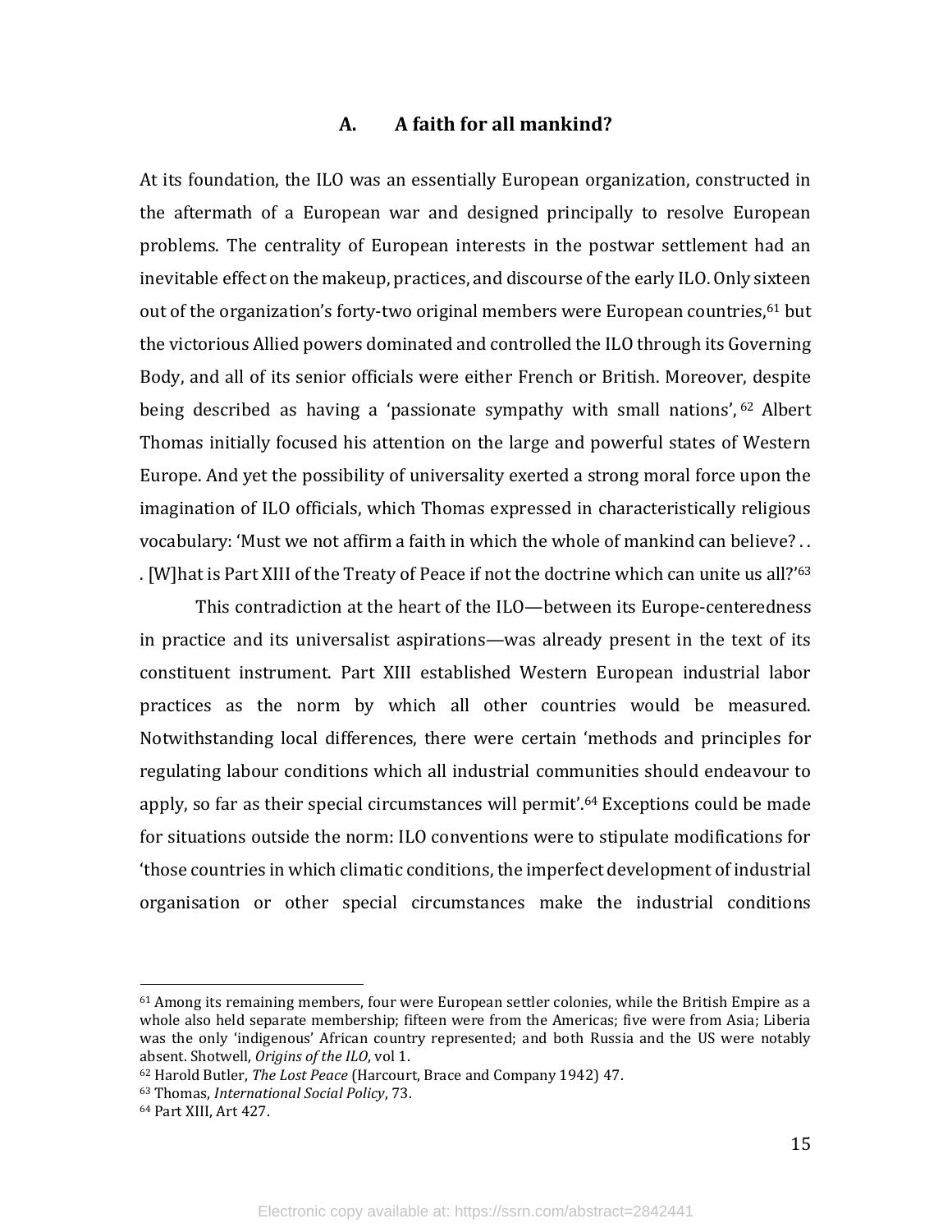## A. A faith for all mankind?

At its foundation, the ILO was an essentially European organization, constructed in the aftermath of a European war and designed principally to resolve European problems. The centrality of European interests in the postwar settlement had an inevitable effect on the makeup, practices, and discourse of the early ILO. Only sixteen out of the organization's forty-two original members were European countries,[61] but the victorious Allied powers dominated and controlled the ILO through its Governing Body, and all of its senior officials were either French or British. Moreover, despite being described as having a 'passionate sympathy with small nations',[62] Albert Thomas initially focused his attention on the large and powerful states of Western Europe. And yet the possibility of universality exerted a strong moral force upon the imagination of ILO officials, which Thomas expressed in characteristically religious vocabulary: 'Must we not affirm a faith in which the whole of mankind can believe? . . . [W]hat is Part XIII of the Treaty of Peace if not the doctrine which can unite us all?'[63]

This contradiction at the heart of the ILO—between its Europe-centeredness in practice and its universalist aspirations—was already present in the text of its constituent instrument. Part XIII established Western European industrial labor practices as the norm by which all other countries would be measured. Notwithstanding local differences, there were certain 'methods and principles for regulating labour conditions which all industrial communities should endeavour to apply, so far as their special circumstances will permit'.[64] Exceptions could be made for situations outside the norm: ILO conventions were to stipulate modifications for 'those countries in which climatic conditions, the imperfect development of industrial organisation or other special circumstances make the industrial conditions

---

[61] Among its remaining members, four were European settler colonies, while the British Empire as a whole also held separate membership; fifteen were from the Americas; five were from Asia; Liberia was the only 'indigenous' African country represented; and both Russia and the US were notably absent. Shotwell, *Origins of the ILO*, vol 1.

[62] Harold Butler, *The Lost Peace* (Harcourt, Brace and Company 1942) 47.

[63] Thomas, *International Social Policy*, 73.

[64] Part XIII, Art 427.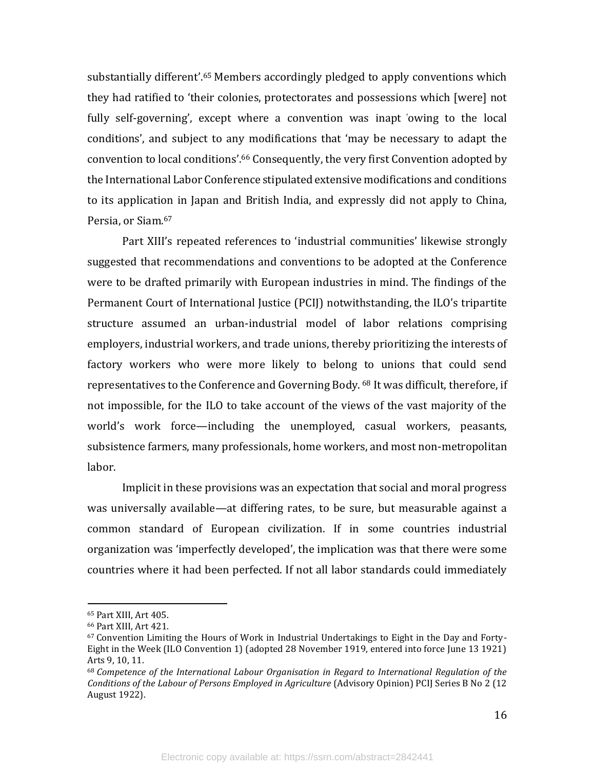substantially different'.[65] Members accordingly pledged to apply conventions which they had ratified to 'their colonies, protectorates and possessions which [were] not fully self-governing', except where a convention was inapt 'owing to the local conditions', and subject to any modifications that 'may be necessary to adapt the convention to local conditions'.[66] Consequently, the very first Convention adopted by the International Labor Conference stipulated extensive modifications and conditions to its application in Japan and British India, and expressly did not apply to China, Persia, or Siam.[67]

Part XIII's repeated references to 'industrial communities' likewise strongly suggested that recommendations and conventions to be adopted at the Conference were to be drafted primarily with European industries in mind. The findings of the Permanent Court of International Justice (PCIJ) notwithstanding, the ILO's tripartite structure assumed an urban-industrial model of labor relations comprising employers, industrial workers, and trade unions, thereby prioritizing the interests of factory workers who were more likely to belong to unions that could send representatives to the Conference and Governing Body.[68] It was difficult, therefore, if not impossible, for the ILO to take account of the views of the vast majority of the world's work force—including the unemployed, casual workers, peasants, subsistence farmers, many professionals, home workers, and most non-metropolitan labor.

Implicit in these provisions was an expectation that social and moral progress was universally available—at differing rates, to be sure, but measurable against a common standard of European civilization. If in some countries industrial organization was 'imperfectly developed', the implication was that there were some countries where it had been perfected. If not all labor standards could immediately

---

[65] Part XIII, Art 405.

[66] Part XIII, Art 421.

[67] Convention Limiting the Hours of Work in Industrial Undertakings to Eight in the Day and Forty-Eight in the Week (ILO Convention 1) (adopted 28 November 1919, entered into force June 13 1921) Arts 9, 10, 11.

[68] *Competence of the International Labour Organisation in Regard to International Regulation of the Conditions of the Labour of Persons Employed in Agriculture* (Advisory Opinion) PCIJ Series B No 2 (12 August 1922).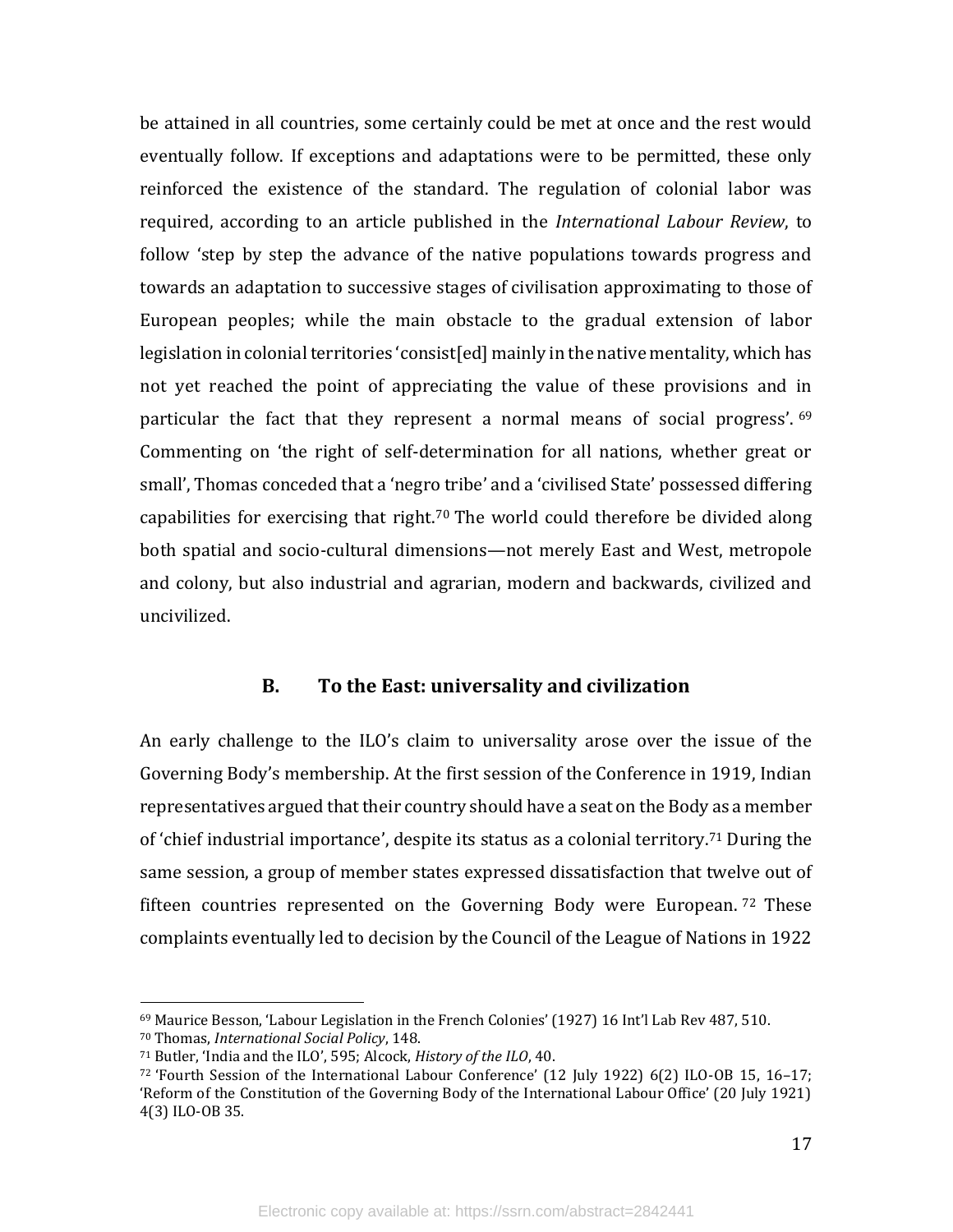be attained in all countries, some certainly could be met at once and the rest would eventually follow. If exceptions and adaptations were to be permitted, these only reinforced the existence of the standard. The regulation of colonial labor was required, according to an article published in the *International Labour Review*, to follow 'step by step the advance of the native populations towards progress and towards an adaptation to successive stages of civilisation approximating to those of European peoples; while the main obstacle to the gradual extension of labor legislation in colonial territories 'consist[ed] mainly in the native mentality, which has not yet reached the point of appreciating the value of these provisions and in particular the fact that they represent a normal means of social progress'.[69] Commenting on 'the right of self-determination for all nations, whether great or small', Thomas conceded that a 'negro tribe' and a 'civilised State' possessed differing capabilities for exercising that right.[70] The world could therefore be divided along both spatial and socio-cultural dimensions—not merely East and West, metropole and colony, but also industrial and agrarian, modern and backwards, civilized and uncivilized.

### B. To the East: universality and civilization

An early challenge to the ILO's claim to universality arose over the issue of the Governing Body's membership. At the first session of the Conference in 1919, Indian representatives argued that their country should have a seat on the Body as a member of 'chief industrial importance', despite its status as a colonial territory.[71] During the same session, a group of member states expressed dissatisfaction that twelve out of fifteen countries represented on the Governing Body were European.[72] These complaints eventually led to decision by the Council of the League of Nations in 1922

---

[69] Maurice Besson, 'Labour Legislation in the French Colonies' (1927) 16 Int'l Lab Rev 487, 510.
[70] Thomas, *International Social Policy*, 148.
[71] Butler, 'India and the ILO', 595; Alcock, *History of the ILO*, 40.
[72] 'Fourth Session of the International Labour Conference' (12 July 1922) 6(2) ILO-OB 15, 16–17; 'Reform of the Constitution of the Governing Body of the International Labour Office' (20 July 1921) 4(3) ILO-OB 35.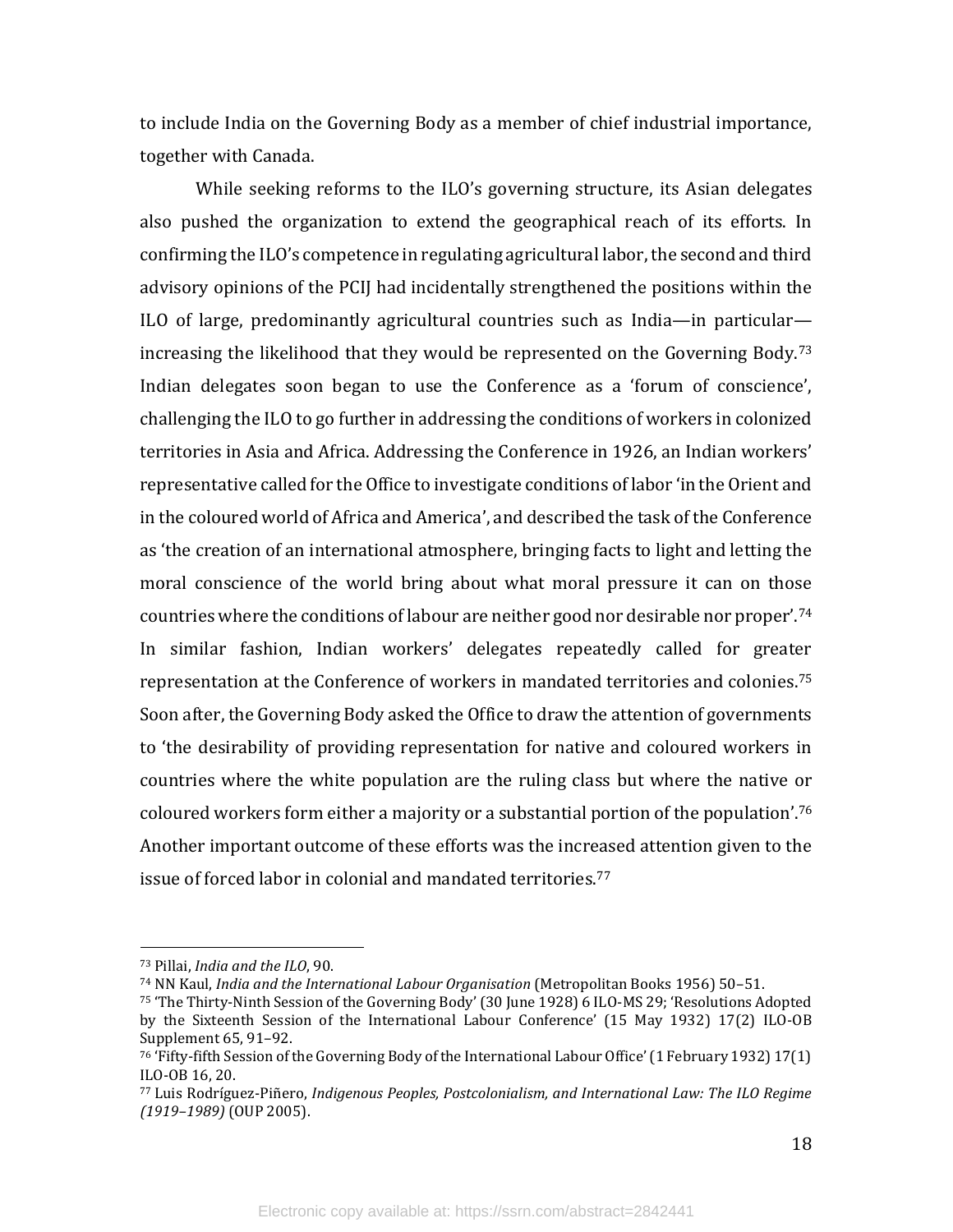to include India on the Governing Body as a member of chief industrial importance, together with Canada.

While seeking reforms to the ILO's governing structure, its Asian delegates also pushed the organization to extend the geographical reach of its efforts. In confirming the ILO's competence in regulating agricultural labor, the second and third advisory opinions of the PCIJ had incidentally strengthened the positions within the ILO of large, predominantly agricultural countries such as India—in particular—increasing the likelihood that they would be represented on the Governing Body.[73] Indian delegates soon began to use the Conference as a 'forum of conscience', challenging the ILO to go further in addressing the conditions of workers in colonized territories in Asia and Africa. Addressing the Conference in 1926, an Indian workers' representative called for the Office to investigate conditions of labor 'in the Orient and in the coloured world of Africa and America', and described the task of the Conference as 'the creation of an international atmosphere, bringing facts to light and letting the moral conscience of the world bring about what moral pressure it can on those countries where the conditions of labour are neither good nor desirable nor proper'.[74] In similar fashion, Indian workers' delegates repeatedly called for greater representation at the Conference of workers in mandated territories and colonies.[75] Soon after, the Governing Body asked the Office to draw the attention of governments to 'the desirability of providing representation for native and coloured workers in countries where the white population are the ruling class but where the native or coloured workers form either a majority or a substantial portion of the population'.[76] Another important outcome of these efforts was the increased attention given to the issue of forced labor in colonial and mandated territories.[77]

---

[73] Pillai, *India and the ILO*, 90.

[74] NN Kaul, *India and the International Labour Organisation* (Metropolitan Books 1956) 50–51.

[75] 'The Thirty-Ninth Session of the Governing Body' (30 June 1928) 6 ILO-MS 29; 'Resolutions Adopted by the Sixteenth Session of the International Labour Conference' (15 May 1932) 17(2) ILO-OB Supplement 65, 91–92.

[76] 'Fifty-fifth Session of the Governing Body of the International Labour Office' (1 February 1932) 17(1) ILO-OB 16, 20.

[77] Luis Rodríguez-Piñero, *Indigenous Peoples, Postcolonialism, and International Law: The ILO Regime (1919–1989)* (OUP 2005).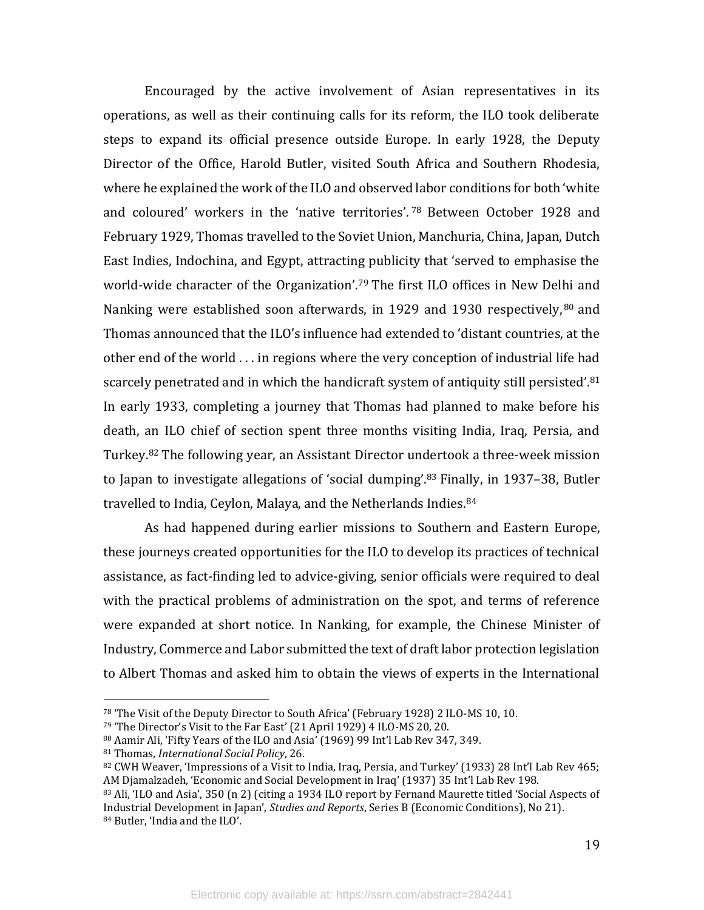Encouraged by the active involvement of Asian representatives in its operations, as well as their continuing calls for its reform, the ILO took deliberate steps to expand its official presence outside Europe. In early 1928, the Deputy Director of the Office, Harold Butler, visited South Africa and Southern Rhodesia, where he explained the work of the ILO and observed labor conditions for both 'white and coloured' workers in the 'native territories'.[78] Between October 1928 and February 1929, Thomas travelled to the Soviet Union, Manchuria, China, Japan, Dutch East Indies, Indochina, and Egypt, attracting publicity that 'served to emphasise the world-wide character of the Organization'.[79] The first ILO offices in New Delhi and Nanking were established soon afterwards, in 1929 and 1930 respectively,[80] and Thomas announced that the ILO's influence had extended to 'distant countries, at the other end of the world . . . in regions where the very conception of industrial life had scarcely penetrated and in which the handicraft system of antiquity still persisted'.[81] In early 1933, completing a journey that Thomas had planned to make before his death, an ILO chief of section spent three months visiting India, Iraq, Persia, and Turkey.[82] The following year, an Assistant Director undertook a three-week mission to Japan to investigate allegations of 'social dumping'.[83] Finally, in 1937–38, Butler travelled to India, Ceylon, Malaya, and the Netherlands Indies.[84]

As had happened during earlier missions to Southern and Eastern Europe, these journeys created opportunities for the ILO to develop its practices of technical assistance, as fact-finding led to advice-giving, senior officials were required to deal with the practical problems of administration on the spot, and terms of reference were expanded at short notice. In Nanking, for example, the Chinese Minister of Industry, Commerce and Labor submitted the text of draft labor protection legislation to Albert Thomas and asked him to obtain the views of experts in the International

---

[78] 'The Visit of the Deputy Director to South Africa' (February 1928) 2 ILO-MS 10, 10.

[79] 'The Director's Visit to the Far East' (21 April 1929) 4 ILO-MS 20, 20.

[80] Aamir Ali, 'Fifty Years of the ILO and Asia' (1969) 99 Int'l Lab Rev 347, 349.

[81] Thomas, *International Social Policy*, 26.

[82] CWH Weaver, 'Impressions of a Visit to India, Iraq, Persia, and Turkey' (1933) 28 Int'l Lab Rev 465; AM Djamalzadeh, 'Economic and Social Development in Iraq' (1937) 35 Int'l Lab Rev 198.

[83] Ali, 'ILO and Asia', 350 (n 2) (citing a 1934 ILO report by Fernand Maurette titled 'Social Aspects of Industrial Development in Japan', *Studies and Reports*, Series B (Economic Conditions), No 21).

[84] Butler, 'India and the ILO'.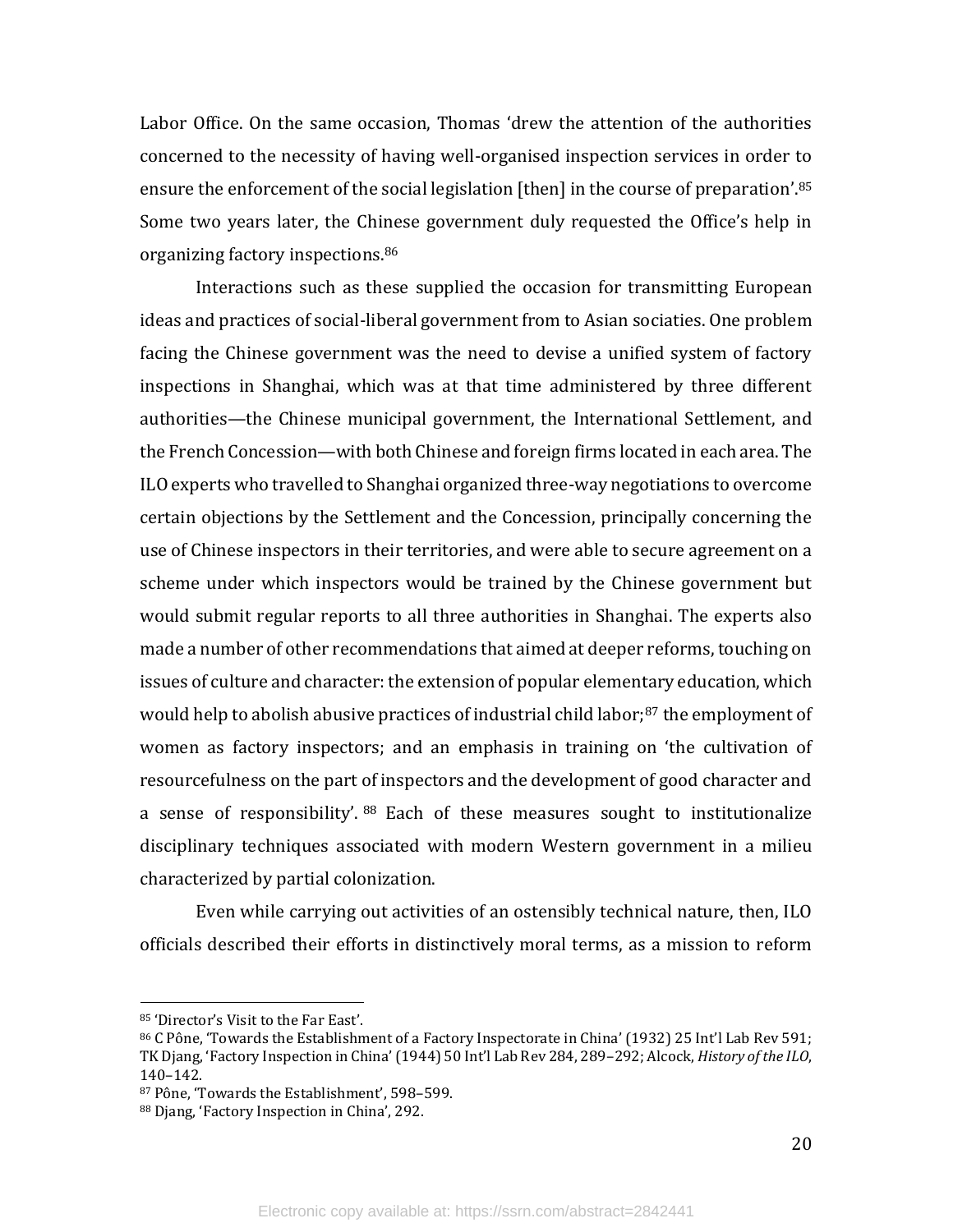Labor Office. On the same occasion, Thomas 'drew the attention of the authorities concerned to the necessity of having well-organised inspection services in order to ensure the enforcement of the social legislation [then] in the course of preparation'.[85] Some two years later, the Chinese government duly requested the Office's help in organizing factory inspections.[86]

Interactions such as these supplied the occasion for transmitting European ideas and practices of social-liberal government from to Asian sociaties. One problem facing the Chinese government was the need to devise a unified system of factory inspections in Shanghai, which was at that time administered by three different authorities—the Chinese municipal government, the International Settlement, and the French Concession—with both Chinese and foreign firms located in each area. The ILO experts who travelled to Shanghai organized three-way negotiations to overcome certain objections by the Settlement and the Concession, principally concerning the use of Chinese inspectors in their territories, and were able to secure agreement on a scheme under which inspectors would be trained by the Chinese government but would submit regular reports to all three authorities in Shanghai. The experts also made a number of other recommendations that aimed at deeper reforms, touching on issues of culture and character: the extension of popular elementary education, which would help to abolish abusive practices of industrial child labor;[87] the employment of women as factory inspectors; and an emphasis in training on 'the cultivation of resourcefulness on the part of inspectors and the development of good character and a sense of responsibility'.[88] Each of these measures sought to institutionalize disciplinary techniques associated with modern Western government in a milieu characterized by partial colonization.

Even while carrying out activities of an ostensibly technical nature, then, ILO officials described their efforts in distinctively moral terms, as a mission to reform

---

[85] 'Director's Visit to the Far East'.

[86] C Pône, 'Towards the Establishment of a Factory Inspectorate in China' (1932) 25 Int'l Lab Rev 591; TK Djang, 'Factory Inspection in China' (1944) 50 Int'l Lab Rev 284, 289–292; Alcock, *History of the ILO*, 140–142.

[87] Pône, 'Towards the Establishment', 598–599.

[88] Djang, 'Factory Inspection in China', 292.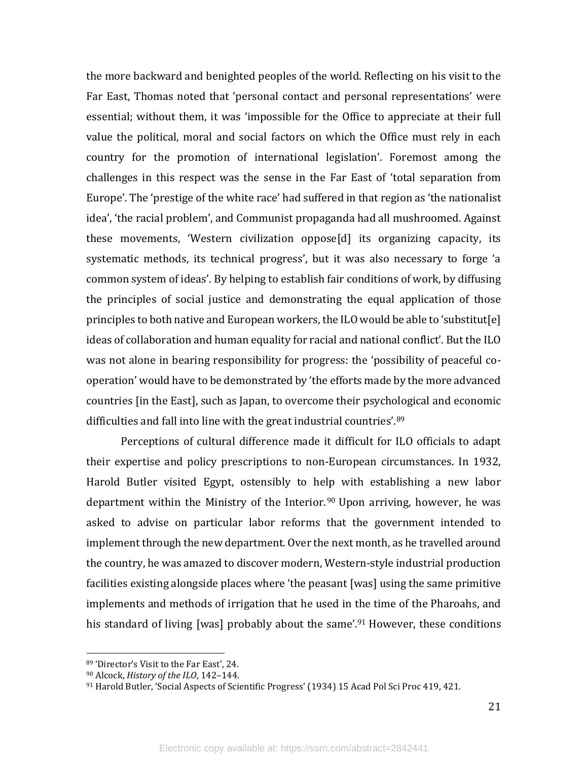the more backward and benighted peoples of the world. Reflecting on his visit to the Far East, Thomas noted that 'personal contact and personal representations' were essential; without them, it was 'impossible for the Office to appreciate at their full value the political, moral and social factors on which the Office must rely in each country for the promotion of international legislation'. Foremost among the challenges in this respect was the sense in the Far East of 'total separation from Europe'. The 'prestige of the white race' had suffered in that region as 'the nationalist idea', 'the racial problem', and Communist propaganda had all mushroomed. Against these movements, 'Western civilization oppose[d] its organizing capacity, its systematic methods, its technical progress', but it was also necessary to forge 'a common system of ideas'. By helping to establish fair conditions of work, by diffusing the principles of social justice and demonstrating the equal application of those principles to both native and European workers, the ILO would be able to 'substitut[e] ideas of collaboration and human equality for racial and national conflict'. But the ILO was not alone in bearing responsibility for progress: the 'possibility of peaceful co-operation' would have to be demonstrated by 'the efforts made by the more advanced countries [in the East], such as Japan, to overcome their psychological and economic difficulties and fall into line with the great industrial countries'.[89]

Perceptions of cultural difference made it difficult for ILO officials to adapt their expertise and policy prescriptions to non-European circumstances. In 1932, Harold Butler visited Egypt, ostensibly to help with establishing a new labor department within the Ministry of the Interior.[90] Upon arriving, however, he was asked to advise on particular labor reforms that the government intended to implement through the new department. Over the next month, as he travelled around the country, he was amazed to discover modern, Western-style industrial production facilities existing alongside places where 'the peasant [was] using the same primitive implements and methods of irrigation that he used in the time of the Pharoahs, and his standard of living [was] probably about the same'.[91] However, these conditions

[89] 'Director's Visit to the Far East', 24.

[90] Alcock, *History of the ILO*, 142–144.

[91] Harold Butler, 'Social Aspects of Scientific Progress' (1934) 15 Acad Pol Sci Proc 419, 421.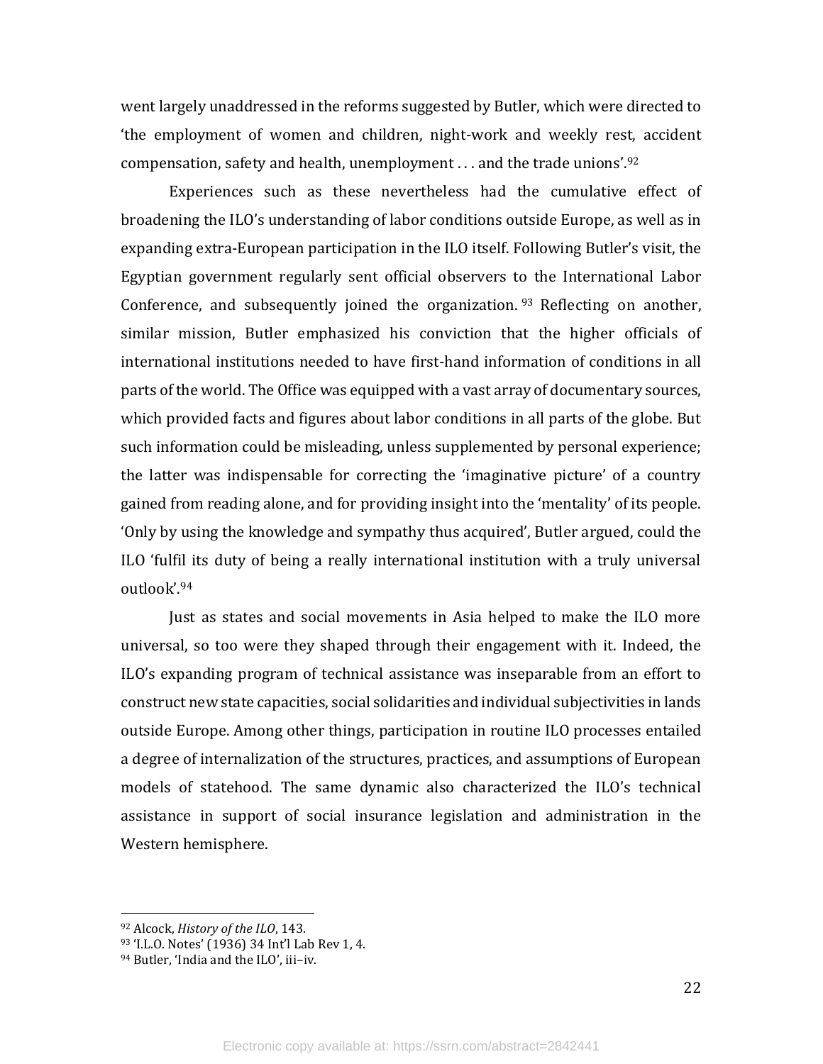went largely unaddressed in the reforms suggested by Butler, which were directed to 'the employment of women and children, night-work and weekly rest, accident compensation, safety and health, unemployment . . . and the trade unions'.[92]

Experiences such as these nevertheless had the cumulative effect of broadening the ILO's understanding of labor conditions outside Europe, as well as in expanding extra-European participation in the ILO itself. Following Butler's visit, the Egyptian government regularly sent official observers to the International Labor Conference, and subsequently joined the organization.[93] Reflecting on another, similar mission, Butler emphasized his conviction that the higher officials of international institutions needed to have first-hand information of conditions in all parts of the world. The Office was equipped with a vast array of documentary sources, which provided facts and figures about labor conditions in all parts of the globe. But such information could be misleading, unless supplemented by personal experience; the latter was indispensable for correcting the 'imaginative picture' of a country gained from reading alone, and for providing insight into the 'mentality' of its people. 'Only by using the knowledge and sympathy thus acquired', Butler argued, could the ILO 'fulfil its duty of being a really international institution with a truly universal outlook'.[94]

Just as states and social movements in Asia helped to make the ILO more universal, so too were they shaped through their engagement with it. Indeed, the ILO's expanding program of technical assistance was inseparable from an effort to construct new state capacities, social solidarities and individual subjectivities in lands outside Europe. Among other things, participation in routine ILO processes entailed a degree of internalization of the structures, practices, and assumptions of European models of statehood. The same dynamic also characterized the ILO's technical assistance in support of social insurance legislation and administration in the Western hemisphere.

---

[92] Alcock, *History of the ILO*, 143.
[93] 'I.L.O. Notes' (1936) 34 Int'l Lab Rev 1, 4.
[94] Butler, 'India and the ILO', iii–iv.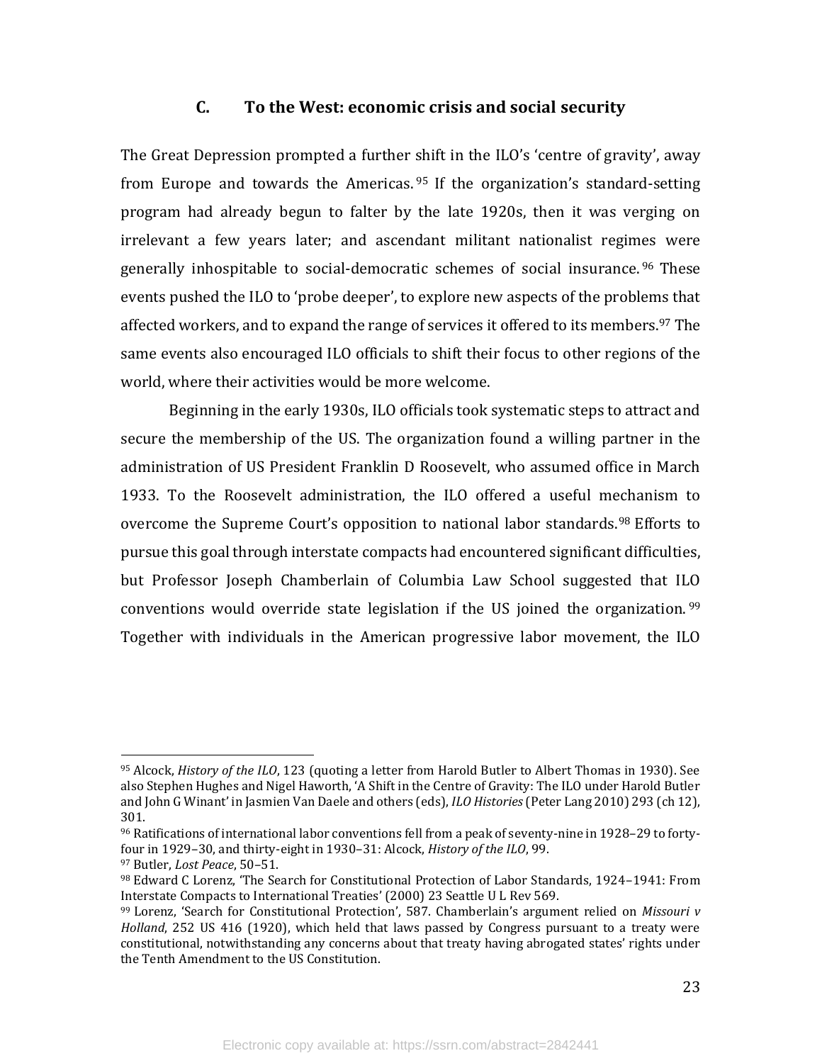### C. To the West: economic crisis and social security

The Great Depression prompted a further shift in the ILO's 'centre of gravity', away from Europe and towards the Americas.[95] If the organization's standard-setting program had already begun to falter by the late 1920s, then it was verging on irrelevant a few years later; and ascendant militant nationalist regimes were generally inhospitable to social-democratic schemes of social insurance.[96] These events pushed the ILO to 'probe deeper', to explore new aspects of the problems that affected workers, and to expand the range of services it offered to its members.[97] The same events also encouraged ILO officials to shift their focus to other regions of the world, where their activities would be more welcome.

Beginning in the early 1930s, ILO officials took systematic steps to attract and secure the membership of the US. The organization found a willing partner in the administration of US President Franklin D Roosevelt, who assumed office in March 1933. To the Roosevelt administration, the ILO offered a useful mechanism to overcome the Supreme Court's opposition to national labor standards.[98] Efforts to pursue this goal through interstate compacts had encountered significant difficulties, but Professor Joseph Chamberlain of Columbia Law School suggested that ILO conventions would override state legislation if the US joined the organization.[99] Together with individuals in the American progressive labor movement, the ILO

---

[95] Alcock, *History of the ILO*, 123 (quoting a letter from Harold Butler to Albert Thomas in 1930). See also Stephen Hughes and Nigel Haworth, 'A Shift in the Centre of Gravity: The ILO under Harold Butler and John G Winant' in Jasmien Van Daele and others (eds), *ILO Histories* (Peter Lang 2010) 293 (ch 12), 301.

[96] Ratifications of international labor conventions fell from a peak of seventy-nine in 1928–29 to forty-four in 1929–30, and thirty-eight in 1930–31: Alcock, *History of the ILO*, 99.

[97] Butler, *Lost Peace*, 50–51.

[98] Edward C Lorenz, 'The Search for Constitutional Protection of Labor Standards, 1924–1941: From Interstate Compacts to International Treaties' (2000) 23 Seattle U L Rev 569.

[99] Lorenz, 'Search for Constitutional Protection', 587. Chamberlain's argument relied on *Missouri v Holland*, 252 US 416 (1920), which held that laws passed by Congress pursuant to a treaty were constitutional, notwithstanding any concerns about that treaty having abrogated states' rights under the Tenth Amendment to the US Constitution.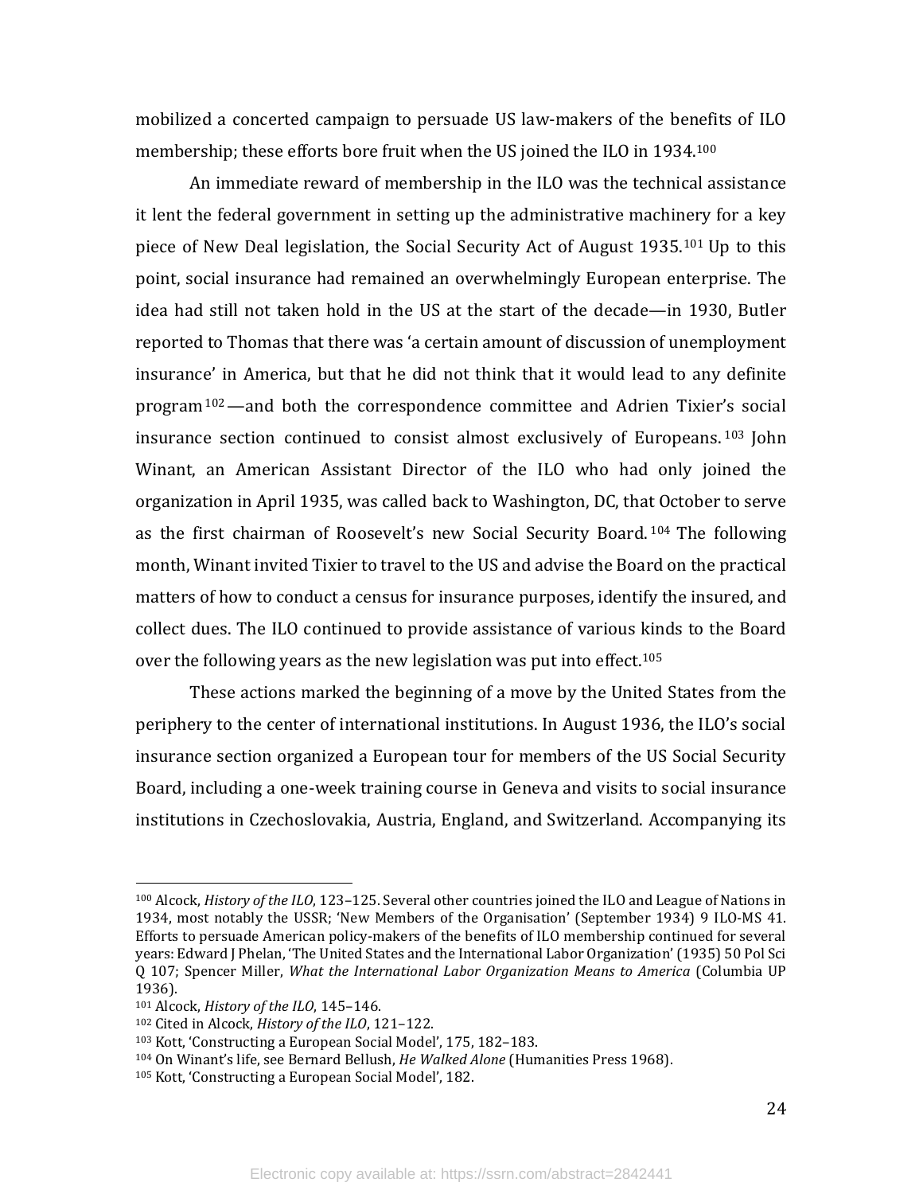mobilized a concerted campaign to persuade US law-makers of the benefits of ILO membership; these efforts bore fruit when the US joined the ILO in 1934.[100]

An immediate reward of membership in the ILO was the technical assistance it lent the federal government in setting up the administrative machinery for a key piece of New Deal legislation, the Social Security Act of August 1935.[101] Up to this point, social insurance had remained an overwhelmingly European enterprise. The idea had still not taken hold in the US at the start of the decade—in 1930, Butler reported to Thomas that there was 'a certain amount of discussion of unemployment insurance' in America, but that he did not think that it would lead to any definite program[102]—and both the correspondence committee and Adrien Tixier's social insurance section continued to consist almost exclusively of Europeans.[103] John Winant, an American Assistant Director of the ILO who had only joined the organization in April 1935, was called back to Washington, DC, that October to serve as the first chairman of Roosevelt's new Social Security Board.[104] The following month, Winant invited Tixier to travel to the US and advise the Board on the practical matters of how to conduct a census for insurance purposes, identify the insured, and collect dues. The ILO continued to provide assistance of various kinds to the Board over the following years as the new legislation was put into effect.[105]

These actions marked the beginning of a move by the United States from the periphery to the center of international institutions. In August 1936, the ILO's social insurance section organized a European tour for members of the US Social Security Board, including a one-week training course in Geneva and visits to social insurance institutions in Czechoslovakia, Austria, England, and Switzerland. Accompanying its

---

[100] Alcock, *History of the ILO*, 123–125. Several other countries joined the ILO and League of Nations in 1934, most notably the USSR; 'New Members of the Organisation' (September 1934) 9 ILO-MS 41. Efforts to persuade American policy-makers of the benefits of ILO membership continued for several years: Edward J Phelan, 'The United States and the International Labor Organization' (1935) 50 Pol Sci Q 107; Spencer Miller, *What the International Labor Organization Means to America* (Columbia UP 1936).

[101] Alcock, *History of the ILO*, 145–146.

[102] Cited in Alcock, *History of the ILO*, 121–122.

[103] Kott, 'Constructing a European Social Model', 175, 182–183.

[104] On Winant's life, see Bernard Bellush, *He Walked Alone* (Humanities Press 1968).

[105] Kott, 'Constructing a European Social Model', 182.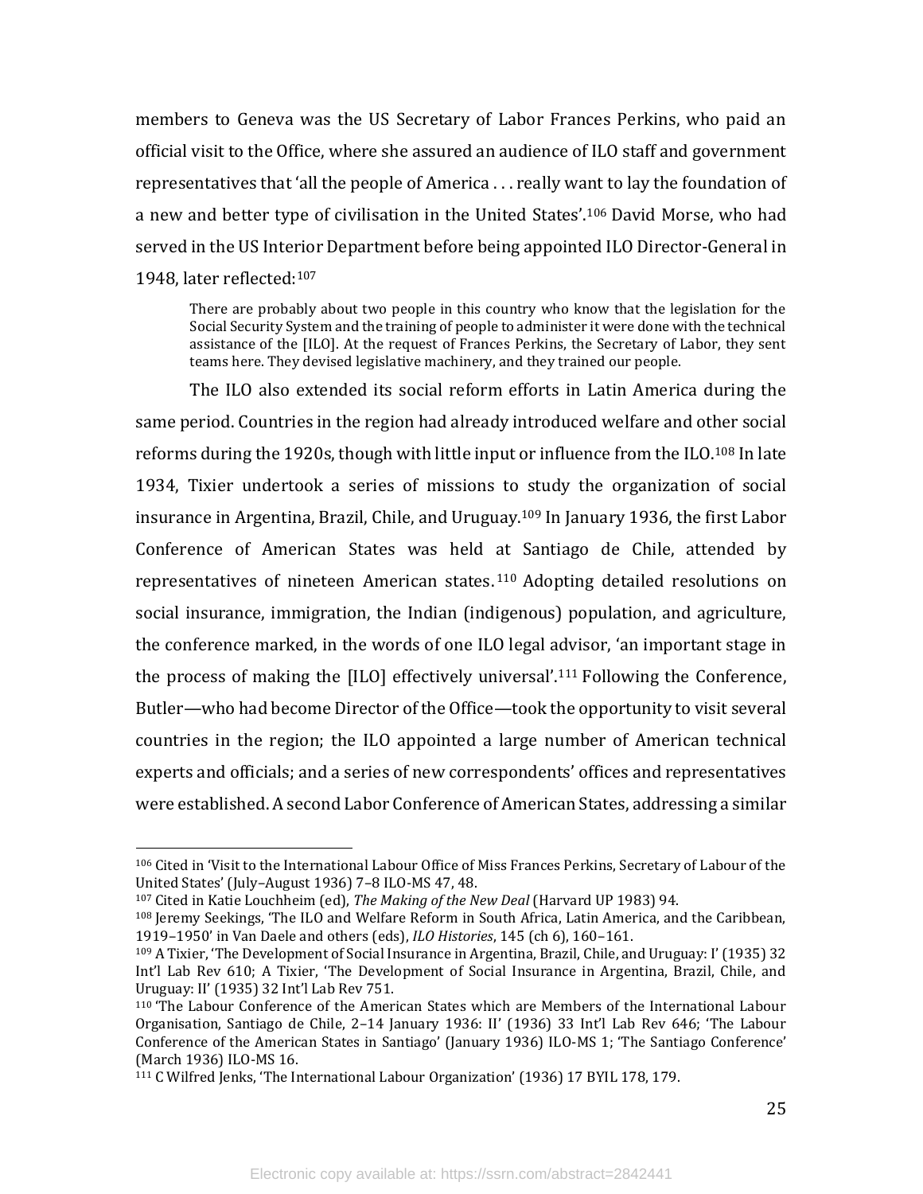members to Geneva was the US Secretary of Labor Frances Perkins, who paid an official visit to the Office, where she assured an audience of ILO staff and government representatives that 'all the people of America . . . really want to lay the foundation of a new and better type of civilisation in the United States'.[106] David Morse, who had served in the US Interior Department before being appointed ILO Director-General in 1948, later reflected:[107]

> There are probably about two people in this country who know that the legislation for the Social Security System and the training of people to administer it were done with the technical assistance of the [ILO]. At the request of Frances Perkins, the Secretary of Labor, they sent teams here. They devised legislative machinery, and they trained our people.

The ILO also extended its social reform efforts in Latin America during the same period. Countries in the region had already introduced welfare and other social reforms during the 1920s, though with little input or influence from the ILO.[108] In late 1934, Tixier undertook a series of missions to study the organization of social insurance in Argentina, Brazil, Chile, and Uruguay.[109] In January 1936, the first Labor Conference of American States was held at Santiago de Chile, attended by representatives of nineteen American states.[110] Adopting detailed resolutions on social insurance, immigration, the Indian (indigenous) population, and agriculture, the conference marked, in the words of one ILO legal advisor, 'an important stage in the process of making the [ILO] effectively universal'.[111] Following the Conference, Butler—who had become Director of the Office—took the opportunity to visit several countries in the region; the ILO appointed a large number of American technical experts and officials; and a series of new correspondents' offices and representatives were established. A second Labor Conference of American States, addressing a similar

---

[106] Cited in 'Visit to the International Labour Office of Miss Frances Perkins, Secretary of Labour of the United States' (July–August 1936) 7–8 ILO-MS 47, 48.

[107] Cited in Katie Louchheim (ed), *The Making of the New Deal* (Harvard UP 1983) 94.

[108] Jeremy Seekings, 'The ILO and Welfare Reform in South Africa, Latin America, and the Caribbean, 1919–1950' in Van Daele and others (eds), *ILO Histories*, 145 (ch 6), 160–161.

[109] A Tixier, 'The Development of Social Insurance in Argentina, Brazil, Chile, and Uruguay: I' (1935) 32 Int'l Lab Rev 610; A Tixier, 'The Development of Social Insurance in Argentina, Brazil, Chile, and Uruguay: II' (1935) 32 Int'l Lab Rev 751.

[110] 'The Labour Conference of the American States which are Members of the International Labour Organisation, Santiago de Chile, 2–14 January 1936: II' (1936) 33 Int'l Lab Rev 646; 'The Labour Conference of the American States in Santiago' (January 1936) ILO-MS 1; 'The Santiago Conference' (March 1936) ILO-MS 16.

[111] C Wilfred Jenks, 'The International Labour Organization' (1936) 17 BYIL 178, 179.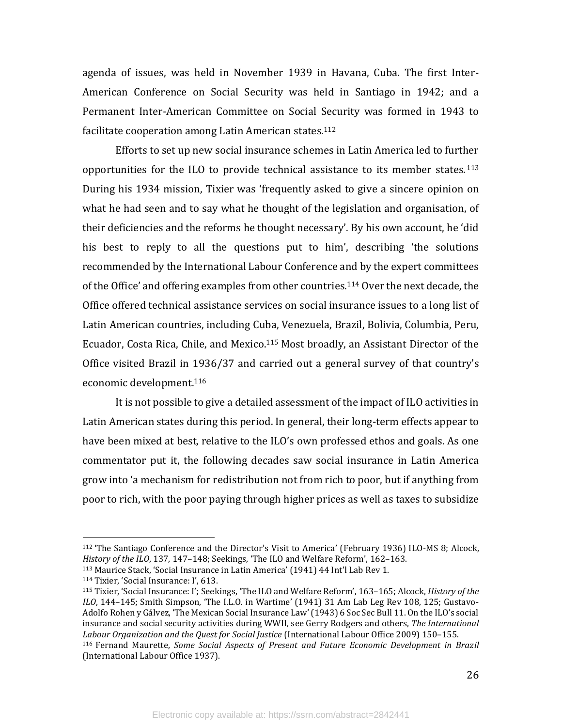agenda of issues, was held in November 1939 in Havana, Cuba. The first Inter-American Conference on Social Security was held in Santiago in 1942; and a Permanent Inter-American Committee on Social Security was formed in 1943 to facilitate cooperation among Latin American states.[112]

Efforts to set up new social insurance schemes in Latin America led to further opportunities for the ILO to provide technical assistance to its member states.[113] During his 1934 mission, Tixier was 'frequently asked to give a sincere opinion on what he had seen and to say what he thought of the legislation and organisation, of their deficiencies and the reforms he thought necessary'. By his own account, he 'did his best to reply to all the questions put to him', describing 'the solutions recommended by the International Labour Conference and by the expert committees of the Office' and offering examples from other countries.[114] Over the next decade, the Office offered technical assistance services on social insurance issues to a long list of Latin American countries, including Cuba, Venezuela, Brazil, Bolivia, Columbia, Peru, Ecuador, Costa Rica, Chile, and Mexico.[115] Most broadly, an Assistant Director of the Office visited Brazil in 1936/37 and carried out a general survey of that country's economic development.[116]

It is not possible to give a detailed assessment of the impact of ILO activities in Latin American states during this period. In general, their long-term effects appear to have been mixed at best, relative to the ILO's own professed ethos and goals. As one commentator put it, the following decades saw social insurance in Latin America grow into 'a mechanism for redistribution not from rich to poor, but if anything from poor to rich, with the poor paying through higher prices as well as taxes to subsidize

---

[112] 'The Santiago Conference and the Director's Visit to America' (February 1936) ILO-MS 8; Alcock, *History of the ILO*, 137, 147–148; Seekings, 'The ILO and Welfare Reform', 162–163.

[113] Maurice Stack, 'Social Insurance in Latin America' (1941) 44 Int'l Lab Rev 1.

[114] Tixier, 'Social Insurance: I', 613.

[115] Tixier, 'Social Insurance: I'; Seekings, 'The ILO and Welfare Reform', 163–165; Alcock, *History of the ILO*, 144–145; Smith Simpson, 'The I.L.O. in Wartime' (1941) 31 Am Lab Leg Rev 108, 125; Gustavo-Adolfo Rohen y Gálvez, 'The Mexican Social Insurance Law' (1943) 6 Soc Sec Bull 11. On the ILO's social insurance and social security activities during WWII, see Gerry Rodgers and others, *The International Labour Organization and the Quest for Social Justice* (International Labour Office 2009) 150–155.

[116] Fernand Maurette, *Some Social Aspects of Present and Future Economic Development in Brazil* (International Labour Office 1937).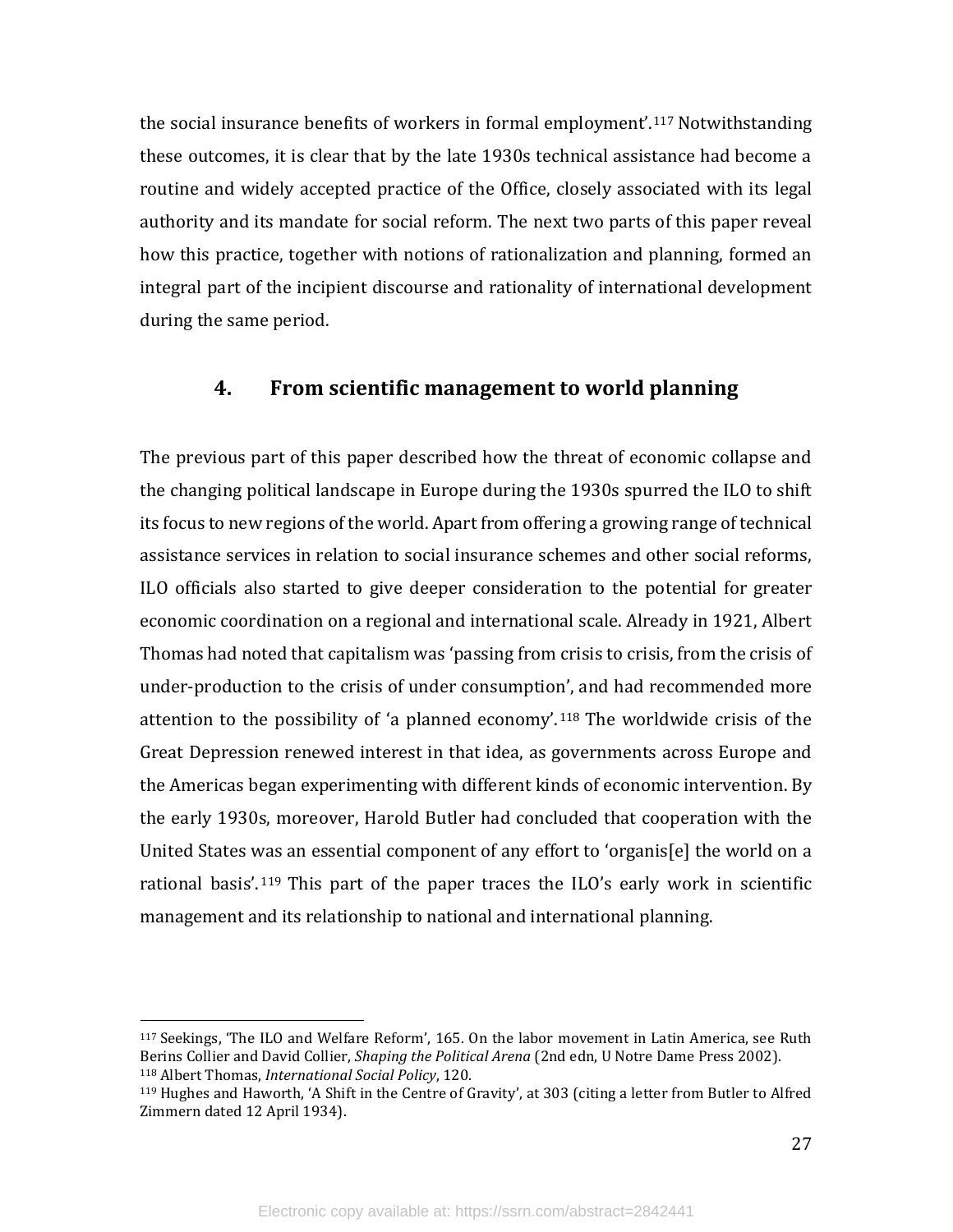the social insurance benefits of workers in formal employment'.[117] Notwithstanding these outcomes, it is clear that by the late 1930s technical assistance had become a routine and widely accepted practice of the Office, closely associated with its legal authority and its mandate for social reform. The next two parts of this paper reveal how this practice, together with notions of rationalization and planning, formed an integral part of the incipient discourse and rationality of international development during the same period.

## 4. From scientific management to world planning

The previous part of this paper described how the threat of economic collapse and the changing political landscape in Europe during the 1930s spurred the ILO to shift its focus to new regions of the world. Apart from offering a growing range of technical assistance services in relation to social insurance schemes and other social reforms, ILO officials also started to give deeper consideration to the potential for greater economic coordination on a regional and international scale. Already in 1921, Albert Thomas had noted that capitalism was 'passing from crisis to crisis, from the crisis of under-production to the crisis of under consumption', and had recommended more attention to the possibility of 'a planned economy'.[118] The worldwide crisis of the Great Depression renewed interest in that idea, as governments across Europe and the Americas began experimenting with different kinds of economic intervention. By the early 1930s, moreover, Harold Butler had concluded that cooperation with the United States was an essential component of any effort to 'organis[e] the world on a rational basis'.[119] This part of the paper traces the ILO's early work in scientific management and its relationship to national and international planning.

---

[117] Seekings, 'The ILO and Welfare Reform', 165. On the labor movement in Latin America, see Ruth Berins Collier and David Collier, *Shaping the Political Arena* (2nd edn, U Notre Dame Press 2002).
[118] Albert Thomas, *International Social Policy*, 120.
[119] Hughes and Haworth, 'A Shift in the Centre of Gravity', at 303 (citing a letter from Butler to Alfred Zimmern dated 12 April 1934).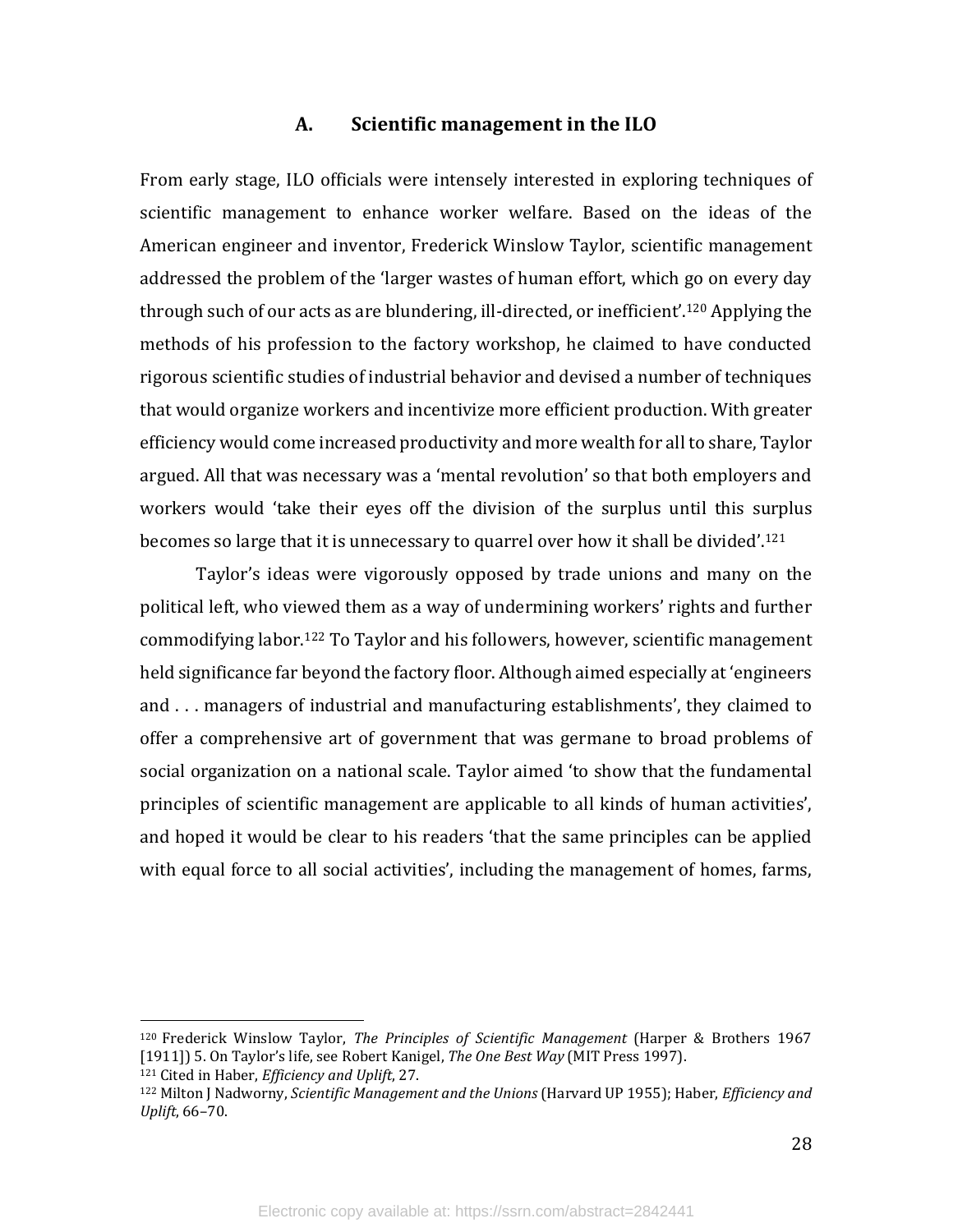### A. Scientific management in the ILO

From early stage, ILO officials were intensely interested in exploring techniques of scientific management to enhance worker welfare. Based on the ideas of the American engineer and inventor, Frederick Winslow Taylor, scientific management addressed the problem of the 'larger wastes of human effort, which go on every day through such of our acts as are blundering, ill-directed, or inefficient'.[120] Applying the methods of his profession to the factory workshop, he claimed to have conducted rigorous scientific studies of industrial behavior and devised a number of techniques that would organize workers and incentivize more efficient production. With greater efficiency would come increased productivity and more wealth for all to share, Taylor argued. All that was necessary was a 'mental revolution' so that both employers and workers would 'take their eyes off the division of the surplus until this surplus becomes so large that it is unnecessary to quarrel over how it shall be divided'.[121]

Taylor's ideas were vigorously opposed by trade unions and many on the political left, who viewed them as a way of undermining workers' rights and further commodifying labor.[122] To Taylor and his followers, however, scientific management held significance far beyond the factory floor. Although aimed especially at 'engineers and . . . managers of industrial and manufacturing establishments', they claimed to offer a comprehensive art of government that was germane to broad problems of social organization on a national scale. Taylor aimed 'to show that the fundamental principles of scientific management are applicable to all kinds of human activities', and hoped it would be clear to his readers 'that the same principles can be applied with equal force to all social activities', including the management of homes, farms,

---

[120] Frederick Winslow Taylor, *The Principles of Scientific Management* (Harper & Brothers 1967 [1911]) 5. On Taylor's life, see Robert Kanigel, *The One Best Way* (MIT Press 1997).

[121] Cited in Haber, *Efficiency and Uplift*, 27.

[122] Milton J Nadworny, *Scientific Management and the Unions* (Harvard UP 1955); Haber, *Efficiency and Uplift*, 66–70.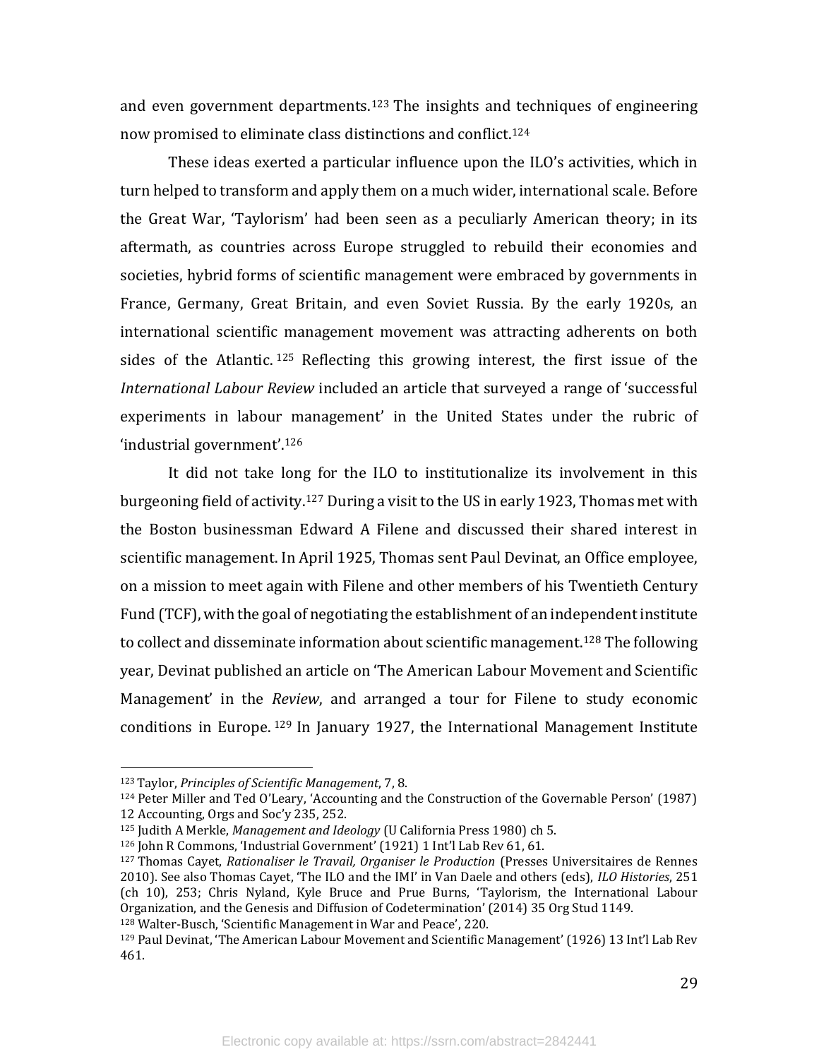and even government departments.[123] The insights and techniques of engineering now promised to eliminate class distinctions and conflict.[124]

These ideas exerted a particular influence upon the ILO's activities, which in turn helped to transform and apply them on a much wider, international scale. Before the Great War, 'Taylorism' had been seen as a peculiarly American theory; in its aftermath, as countries across Europe struggled to rebuild their economies and societies, hybrid forms of scientific management were embraced by governments in France, Germany, Great Britain, and even Soviet Russia. By the early 1920s, an international scientific management movement was attracting adherents on both sides of the Atlantic.[125] Reflecting this growing interest, the first issue of the *International Labour Review* included an article that surveyed a range of 'successful experiments in labour management' in the United States under the rubric of 'industrial government'.[126]

It did not take long for the ILO to institutionalize its involvement in this burgeoning field of activity.[127] During a visit to the US in early 1923, Thomas met with the Boston businessman Edward A Filene and discussed their shared interest in scientific management. In April 1925, Thomas sent Paul Devinat, an Office employee, on a mission to meet again with Filene and other members of his Twentieth Century Fund (TCF), with the goal of negotiating the establishment of an independent institute to collect and disseminate information about scientific management.[128] The following year, Devinat published an article on 'The American Labour Movement and Scientific Management' in the *Review*, and arranged a tour for Filene to study economic conditions in Europe.[129] In January 1927, the International Management Institute

---

[123] Taylor, *Principles of Scientific Management*, 7, 8.

[124] Peter Miller and Ted O'Leary, 'Accounting and the Construction of the Governable Person' (1987) 12 Accounting, Orgs and Soc'y 235, 252.

[125] Judith A Merkle, *Management and Ideology* (U California Press 1980) ch 5.

[126] John R Commons, 'Industrial Government' (1921) 1 Int'l Lab Rev 61, 61.

[127] Thomas Cayet, *Rationaliser le Travail, Organiser le Production* (Presses Universitaires de Rennes 2010). See also Thomas Cayet, 'The ILO and the IMI' in Van Daele and others (eds), *ILO Histories*, 251 (ch 10), 253; Chris Nyland, Kyle Bruce and Prue Burns, 'Taylorism, the International Labour Organization, and the Genesis and Diffusion of Codetermination' (2014) 35 Org Stud 1149.

[128] Walter-Busch, 'Scientific Management in War and Peace', 220.

[129] Paul Devinat, 'The American Labour Movement and Scientific Management' (1926) 13 Int'l Lab Rev 461.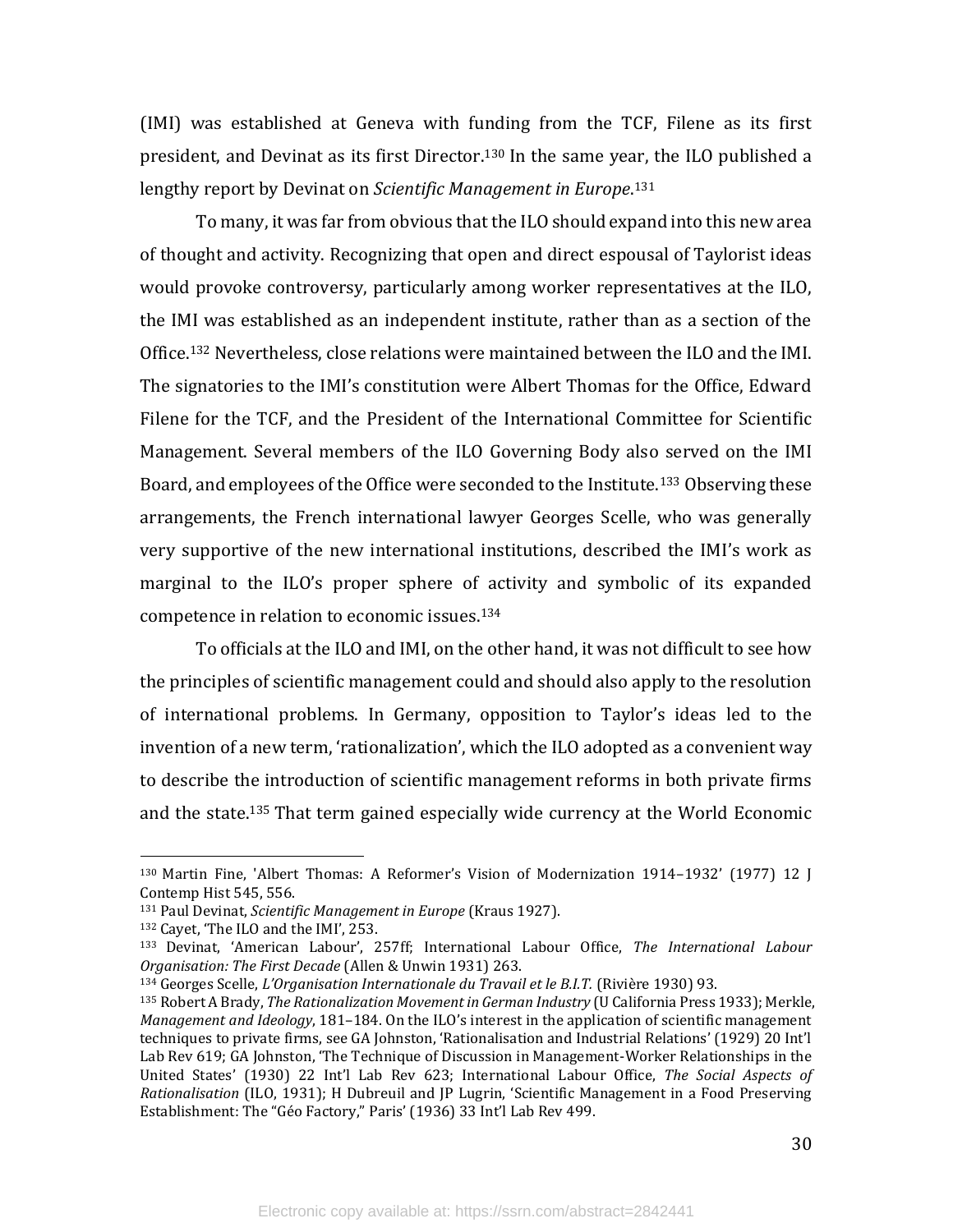(IMI) was established at Geneva with funding from the TCF, Filene as its first president, and Devinat as its first Director.[130] In the same year, the ILO published a lengthy report by Devinat on *Scientific Management in Europe*.[131]

To many, it was far from obvious that the ILO should expand into this new area of thought and activity. Recognizing that open and direct espousal of Taylorist ideas would provoke controversy, particularly among worker representatives at the ILO, the IMI was established as an independent institute, rather than as a section of the Office.[132] Nevertheless, close relations were maintained between the ILO and the IMI. The signatories to the IMI's constitution were Albert Thomas for the Office, Edward Filene for the TCF, and the President of the International Committee for Scientific Management. Several members of the ILO Governing Body also served on the IMI Board, and employees of the Office were seconded to the Institute.[133] Observing these arrangements, the French international lawyer Georges Scelle, who was generally very supportive of the new international institutions, described the IMI's work as marginal to the ILO's proper sphere of activity and symbolic of its expanded competence in relation to economic issues.[134]

To officials at the ILO and IMI, on the other hand, it was not difficult to see how the principles of scientific management could and should also apply to the resolution of international problems. In Germany, opposition to Taylor's ideas led to the invention of a new term, 'rationalization', which the ILO adopted as a convenient way to describe the introduction of scientific management reforms in both private firms and the state.[135] That term gained especially wide currency at the World Economic

---

[130] Martin Fine, 'Albert Thomas: A Reformer's Vision of Modernization 1914–1932' (1977) 12 J Contemp Hist 545, 556.

[131] Paul Devinat, *Scientific Management in Europe* (Kraus 1927).

[132] Cayet, 'The ILO and the IMI', 253.

[133] Devinat, 'American Labour', 257ff; International Labour Office, *The International Labour Organisation: The First Decade* (Allen & Unwin 1931) 263.

[134] Georges Scelle, *L'Organisation Internationale du Travail et le B.I.T.* (Rivière 1930) 93.

[135] Robert A Brady, *The Rationalization Movement in German Industry* (U California Press 1933); Merkle, *Management and Ideology*, 181–184. On the ILO's interest in the application of scientific management techniques to private firms, see GA Johnston, 'Rationalisation and Industrial Relations' (1929) 20 Int'l Lab Rev 619; GA Johnston, 'The Technique of Discussion in Management-Worker Relationships in the United States' (1930) 22 Int'l Lab Rev 623; International Labour Office, *The Social Aspects of Rationalisation* (ILO, 1931); H Dubreuil and JP Lugrin, 'Scientific Management in a Food Preserving Establishment: The "Géo Factory," Paris' (1936) 33 Int'l Lab Rev 499.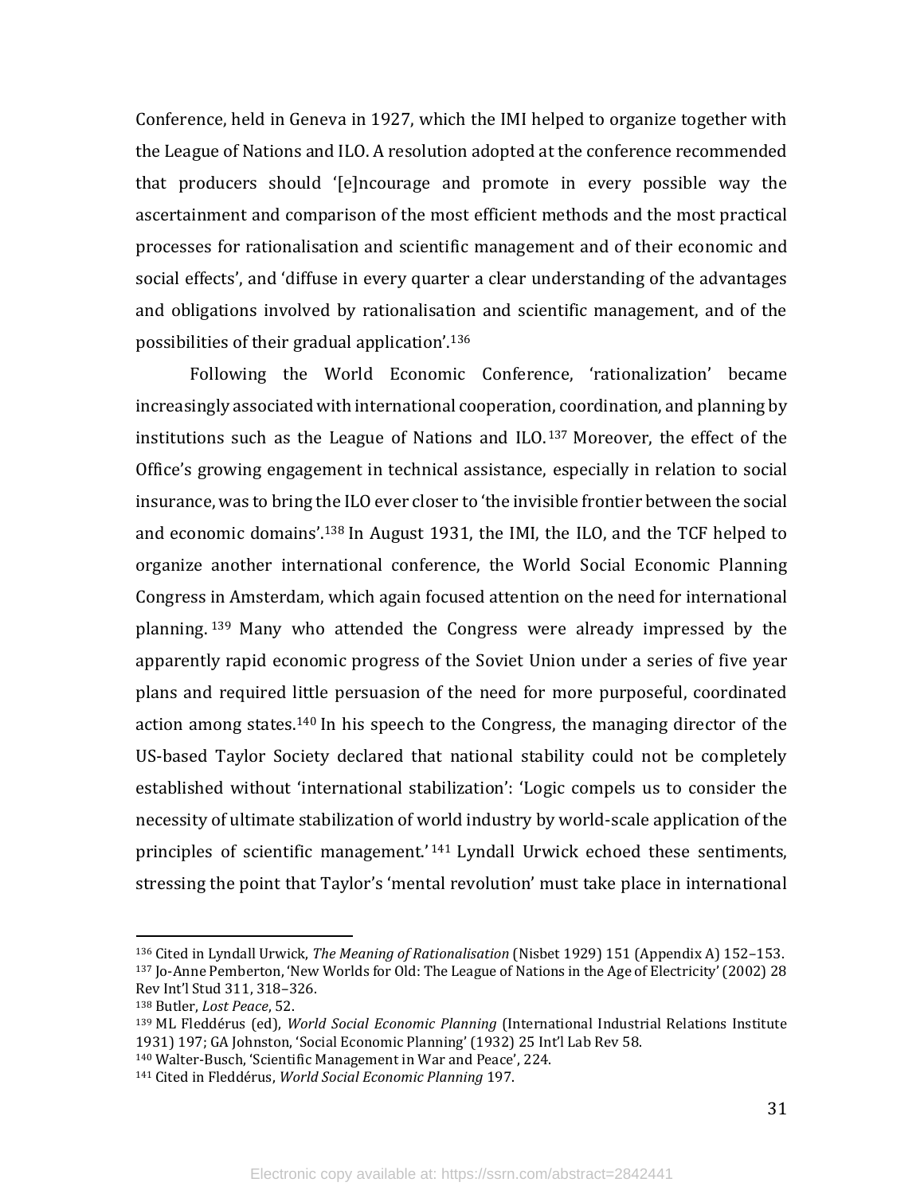Conference, held in Geneva in 1927, which the IMI helped to organize together with the League of Nations and ILO. A resolution adopted at the conference recommended that producers should '[e]ncourage and promote in every possible way the ascertainment and comparison of the most efficient methods and the most practical processes for rationalisation and scientific management and of their economic and social effects', and 'diffuse in every quarter a clear understanding of the advantages and obligations involved by rationalisation and scientific management, and of the possibilities of their gradual application'.[136]

Following the World Economic Conference, 'rationalization' became increasingly associated with international cooperation, coordination, and planning by institutions such as the League of Nations and ILO.[137] Moreover, the effect of the Office's growing engagement in technical assistance, especially in relation to social insurance, was to bring the ILO ever closer to 'the invisible frontier between the social and economic domains'.[138] In August 1931, the IMI, the ILO, and the TCF helped to organize another international conference, the World Social Economic Planning Congress in Amsterdam, which again focused attention on the need for international planning.[139] Many who attended the Congress were already impressed by the apparently rapid economic progress of the Soviet Union under a series of five year plans and required little persuasion of the need for more purposeful, coordinated action among states.[140] In his speech to the Congress, the managing director of the US-based Taylor Society declared that national stability could not be completely established without 'international stabilization': 'Logic compels us to consider the necessity of ultimate stabilization of world industry by world-scale application of the principles of scientific management.'[141] Lyndall Urwick echoed these sentiments, stressing the point that Taylor's 'mental revolution' must take place in international

---

[136] Cited in Lyndall Urwick, *The Meaning of Rationalisation* (Nisbet 1929) 151 (Appendix A) 152–153.

[137] Jo-Anne Pemberton, 'New Worlds for Old: The League of Nations in the Age of Electricity' (2002) 28 Rev Int'l Stud 311, 318–326.

[138] Butler, *Lost Peace*, 52.

[139] ML Fleddérus (ed), *World Social Economic Planning* (International Industrial Relations Institute 1931) 197; GA Johnston, 'Social Economic Planning' (1932) 25 Int'l Lab Rev 58.

[140] Walter-Busch, 'Scientific Management in War and Peace', 224.

[141] Cited in Fleddérus, *World Social Economic Planning* 197.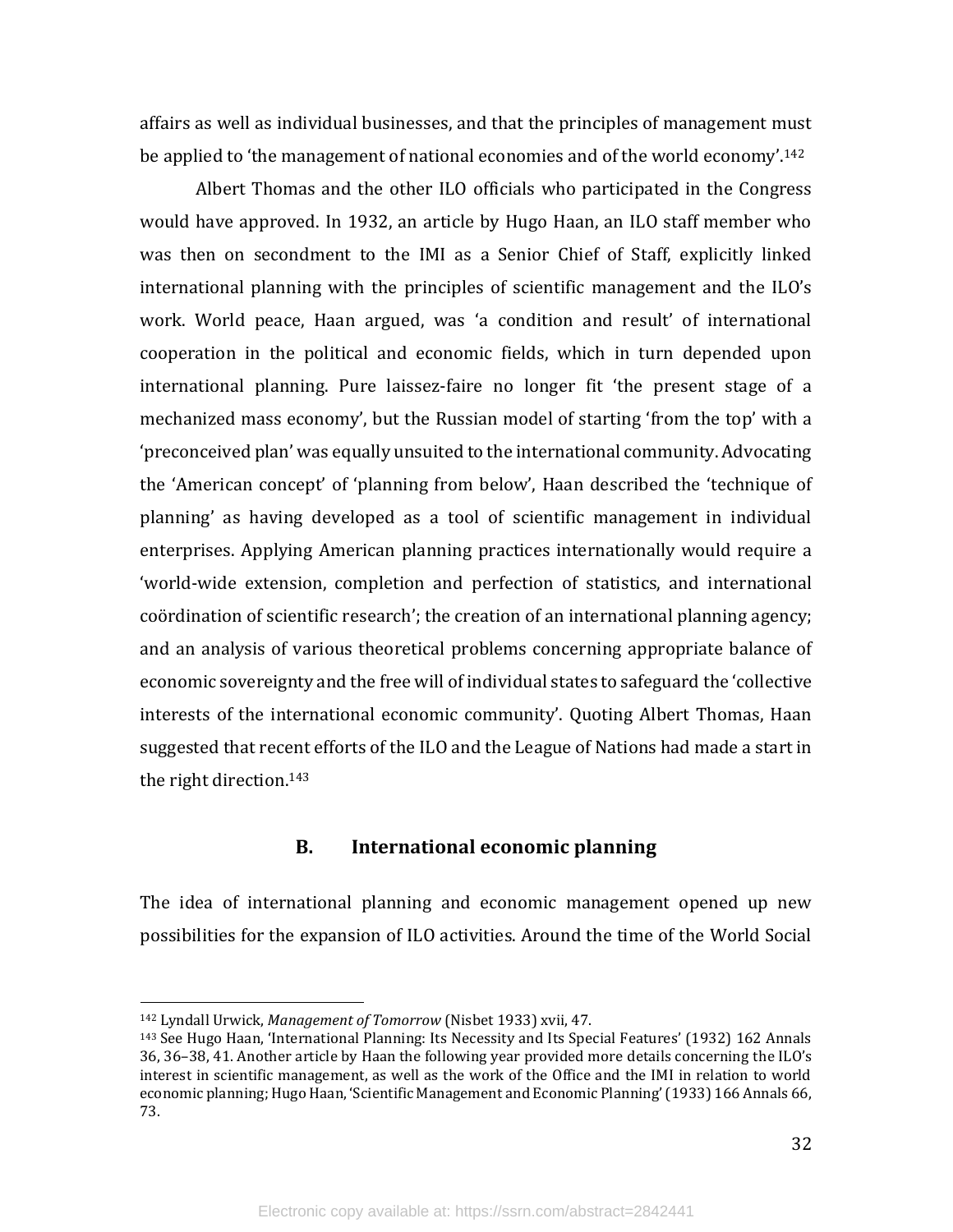affairs as well as individual businesses, and that the principles of management must be applied to 'the management of national economies and of the world economy'.[142]

Albert Thomas and the other ILO officials who participated in the Congress would have approved. In 1932, an article by Hugo Haan, an ILO staff member who was then on secondment to the IMI as a Senior Chief of Staff, explicitly linked international planning with the principles of scientific management and the ILO's work. World peace, Haan argued, was 'a condition and result' of international cooperation in the political and economic fields, which in turn depended upon international planning. Pure laissez-faire no longer fit 'the present stage of a mechanized mass economy', but the Russian model of starting 'from the top' with a 'preconceived plan' was equally unsuited to the international community. Advocating the 'American concept' of 'planning from below', Haan described the 'technique of planning' as having developed as a tool of scientific management in individual enterprises. Applying American planning practices internationally would require a 'world-wide extension, completion and perfection of statistics, and international coördination of scientific research'; the creation of an international planning agency; and an analysis of various theoretical problems concerning appropriate balance of economic sovereignty and the free will of individual states to safeguard the 'collective interests of the international economic community'. Quoting Albert Thomas, Haan suggested that recent efforts of the ILO and the League of Nations had made a start in the right direction.[143]

## B. International economic planning

The idea of international planning and economic management opened up new possibilities for the expansion of ILO activities. Around the time of the World Social

---

[142] Lyndall Urwick, *Management of Tomorrow* (Nisbet 1933) xvii, 47.

[143] See Hugo Haan, 'International Planning: Its Necessity and Its Special Features' (1932) 162 Annals 36, 36–38, 41. Another article by Haan the following year provided more details concerning the ILO's interest in scientific management, as well as the work of the Office and the IMI in relation to world economic planning; Hugo Haan, 'Scientific Management and Economic Planning' (1933) 166 Annals 66, 73.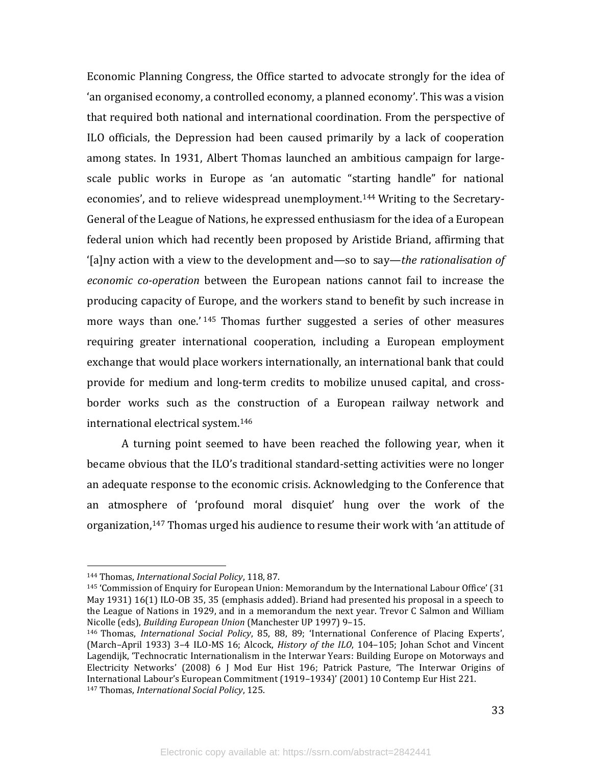Economic Planning Congress, the Office started to advocate strongly for the idea of 'an organised economy, a controlled economy, a planned economy'. This was a vision that required both national and international coordination. From the perspective of ILO officials, the Depression had been caused primarily by a lack of cooperation among states. In 1931, Albert Thomas launched an ambitious campaign for large-scale public works in Europe as 'an automatic "starting handle" for national economies', and to relieve widespread unemployment.[144] Writing to the Secretary-General of the League of Nations, he expressed enthusiasm for the idea of a European federal union which had recently been proposed by Aristide Briand, affirming that '[a]ny action with a view to the development and—so to say—*the rationalisation of economic co-operation* between the European nations cannot fail to increase the producing capacity of Europe, and the workers stand to benefit by such increase in more ways than one.'[145] Thomas further suggested a series of other measures requiring greater international cooperation, including a European employment exchange that would place workers internationally, an international bank that could provide for medium and long-term credits to mobilize unused capital, and cross-border works such as the construction of a European railway network and international electrical system.[146]

A turning point seemed to have been reached the following year, when it became obvious that the ILO's traditional standard-setting activities were no longer an adequate response to the economic crisis. Acknowledging to the Conference that an atmosphere of 'profound moral disquiet' hung over the work of the organization,[147] Thomas urged his audience to resume their work with 'an attitude of

---

[144] Thomas, *International Social Policy*, 118, 87.

[145] 'Commission of Enquiry for European Union: Memorandum by the International Labour Office' (31 May 1931) 16(1) ILO-OB 35, 35 (emphasis added). Briand had presented his proposal in a speech to the League of Nations in 1929, and in a memorandum the next year. Trevor C Salmon and William Nicolle (eds), *Building European Union* (Manchester UP 1997) 9–15.

[146] Thomas, *International Social Policy*, 85, 88, 89; 'International Conference of Placing Experts', (March–April 1933) 3–4 ILO-MS 16; Alcock, *History of the ILO*, 104–105; Johan Schot and Vincent Lagendijk, 'Technocratic Internationalism in the Interwar Years: Building Europe on Motorways and Electricity Networks' (2008) 6 J Mod Eur Hist 196; Patrick Pasture, 'The Interwar Origins of International Labour's European Commitment (1919–1934)' (2001) 10 Contemp Eur Hist 221.

[147] Thomas, *International Social Policy*, 125.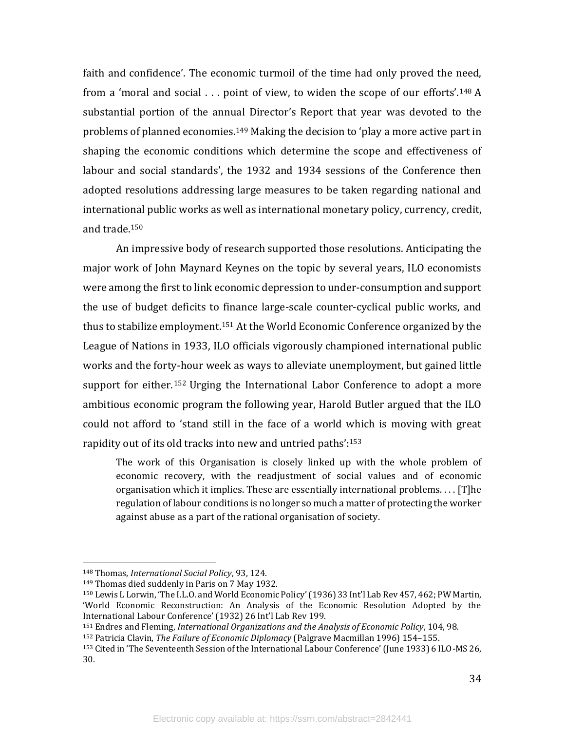faith and confidence'. The economic turmoil of the time had only proved the need, from a 'moral and social . . . point of view, to widen the scope of our efforts'.[148] A substantial portion of the annual Director's Report that year was devoted to the problems of planned economies.[149] Making the decision to 'play a more active part in shaping the economic conditions which determine the scope and effectiveness of labour and social standards', the 1932 and 1934 sessions of the Conference then adopted resolutions addressing large measures to be taken regarding national and international public works as well as international monetary policy, currency, credit, and trade.[150]

An impressive body of research supported those resolutions. Anticipating the major work of John Maynard Keynes on the topic by several years, ILO economists were among the first to link economic depression to under-consumption and support the use of budget deficits to finance large-scale counter-cyclical public works, and thus to stabilize employment.[151] At the World Economic Conference organized by the League of Nations in 1933, ILO officials vigorously championed international public works and the forty-hour week as ways to alleviate unemployment, but gained little support for either.[152] Urging the International Labor Conference to adopt a more ambitious economic program the following year, Harold Butler argued that the ILO could not afford to 'stand still in the face of a world which is moving with great rapidity out of its old tracks into new and untried paths':[153]

> The work of this Organisation is closely linked up with the whole problem of economic recovery, with the readjustment of social values and of economic organisation which it implies. These are essentially international problems. . . . [T]he regulation of labour conditions is no longer so much a matter of protecting the worker against abuse as a part of the rational organisation of society.

---

[148] Thomas, *International Social Policy*, 93, 124.

[149] Thomas died suddenly in Paris on 7 May 1932.

[150] Lewis L Lorwin, 'The I.L.O. and World Economic Policy' (1936) 33 Int'l Lab Rev 457, 462; PW Martin, 'World Economic Reconstruction: An Analysis of the Economic Resolution Adopted by the International Labour Conference' (1932) 26 Int'l Lab Rev 199.

[151] Endres and Fleming, *International Organizations and the Analysis of Economic Policy*, 104, 98.

[152] Patricia Clavin, *The Failure of Economic Diplomacy* (Palgrave Macmillan 1996) 154–155.

[153] Cited in 'The Seventeenth Session of the International Labour Conference' (June 1933) 6 ILO-MS 26, 30.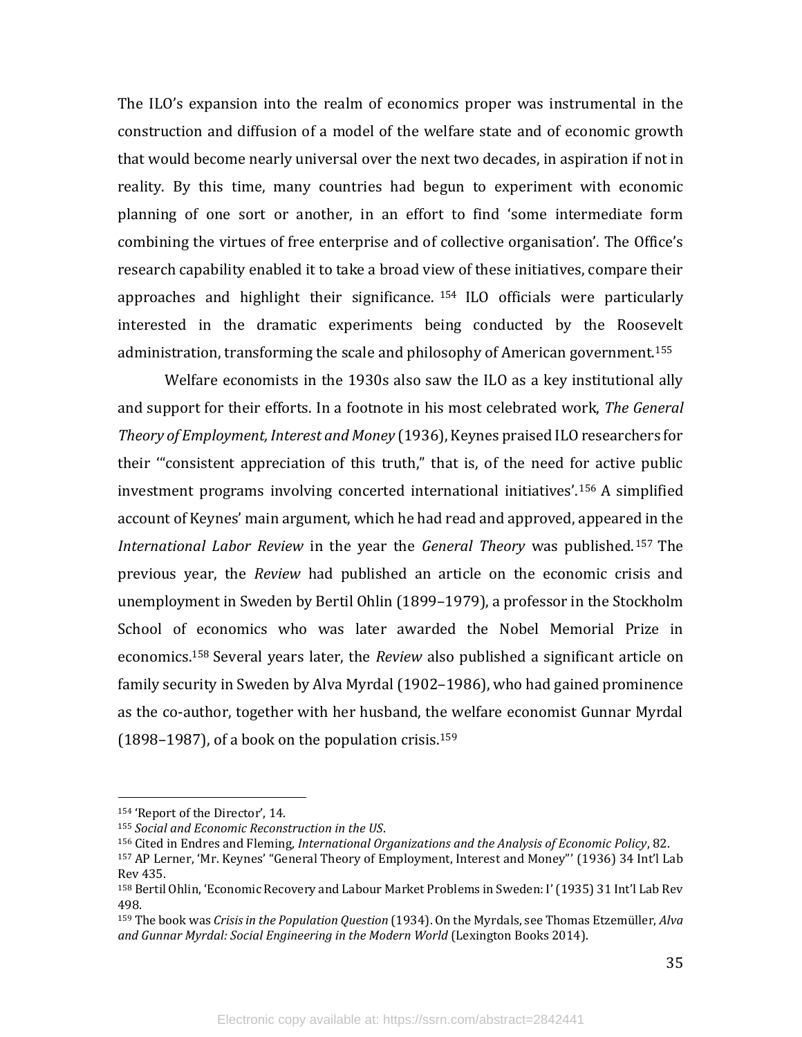The ILO's expansion into the realm of economics proper was instrumental in the construction and diffusion of a model of the welfare state and of economic growth that would become nearly universal over the next two decades, in aspiration if not in reality. By this time, many countries had begun to experiment with economic planning of one sort or another, in an effort to find 'some intermediate form combining the virtues of free enterprise and of collective organisation'. The Office's research capability enabled it to take a broad view of these initiatives, compare their approaches and highlight their significance.[154] ILO officials were particularly interested in the dramatic experiments being conducted by the Roosevelt administration, transforming the scale and philosophy of American government.[155]

Welfare economists in the 1930s also saw the ILO as a key institutional ally and support for their efforts. In a footnote in his most celebrated work, *The General Theory of Employment, Interest and Money* (1936), Keynes praised ILO researchers for their '"consistent appreciation of this truth," that is, of the need for active public investment programs involving concerted international initiatives'.[156] A simplified account of Keynes' main argument, which he had read and approved, appeared in the *International Labor Review* in the year the *General Theory* was published.[157] The previous year, the *Review* had published an article on the economic crisis and unemployment in Sweden by Bertil Ohlin (1899–1979), a professor in the Stockholm School of economics who was later awarded the Nobel Memorial Prize in economics.[158] Several years later, the *Review* also published a significant article on family security in Sweden by Alva Myrdal (1902–1986), who had gained prominence as the co-author, together with her husband, the welfare economist Gunnar Myrdal (1898–1987), of a book on the population crisis.[159]

---

[154] 'Report of the Director', 14.

[155] *Social and Economic Reconstruction in the US*.

[156] Cited in Endres and Fleming, *International Organizations and the Analysis of Economic Policy*, 82.

[157] AP Lerner, 'Mr. Keynes' "General Theory of Employment, Interest and Money"' (1936) 34 Int'l Lab Rev 435.

[158] Bertil Ohlin, 'Economic Recovery and Labour Market Problems in Sweden: I' (1935) 31 Int'l Lab Rev 498.

[159] The book was *Crisis in the Population Question* (1934). On the Myrdals, see Thomas Etzemüller, *Alva and Gunnar Myrdal: Social Engineering in the Modern World* (Lexington Books 2014).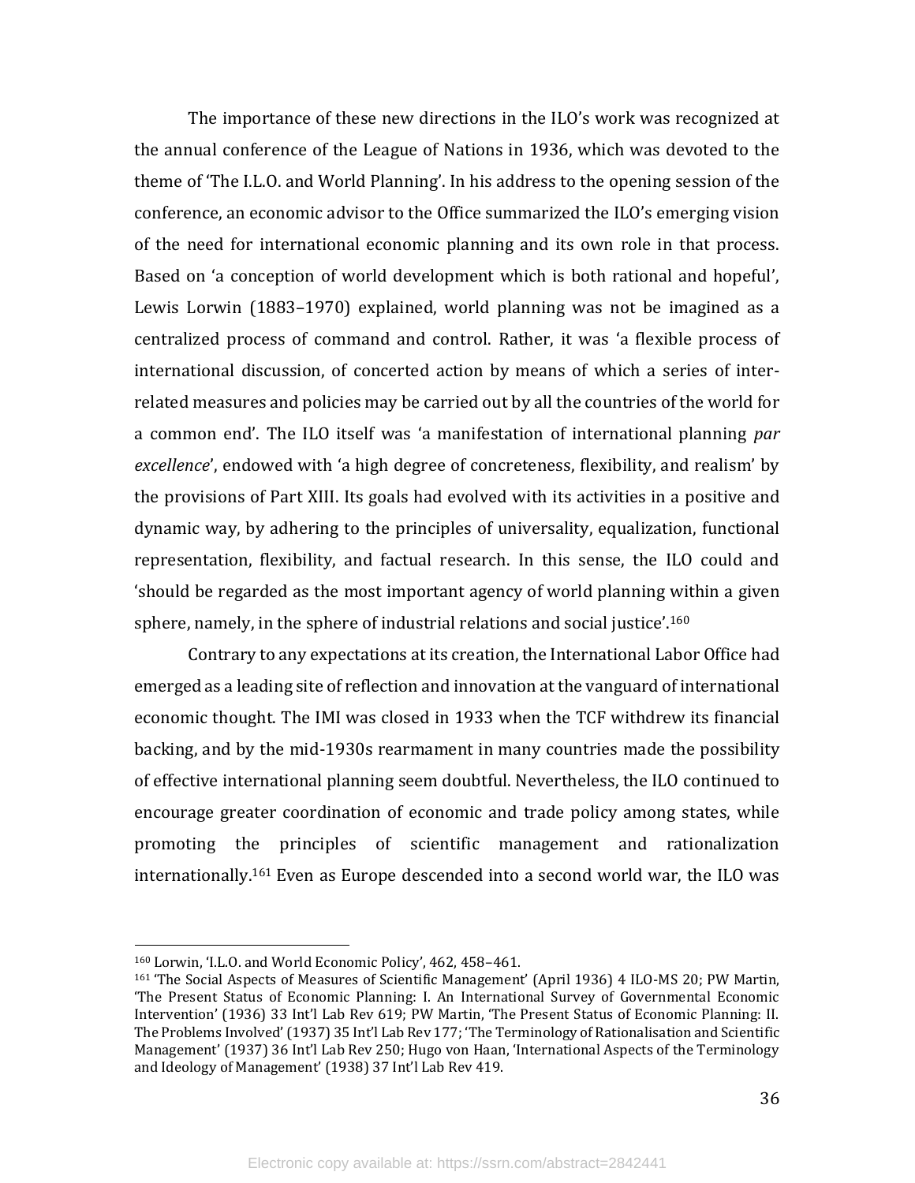The importance of these new directions in the ILO's work was recognized at the annual conference of the League of Nations in 1936, which was devoted to the theme of 'The I.L.O. and World Planning'. In his address to the opening session of the conference, an economic advisor to the Office summarized the ILO's emerging vision of the need for international economic planning and its own role in that process. Based on 'a conception of world development which is both rational and hopeful', Lewis Lorwin (1883–1970) explained, world planning was not be imagined as a centralized process of command and control. Rather, it was 'a flexible process of international discussion, of concerted action by means of which a series of inter-related measures and policies may be carried out by all the countries of the world for a common end'. The ILO itself was 'a manifestation of international planning *par excellence*', endowed with 'a high degree of concreteness, flexibility, and realism' by the provisions of Part XIII. Its goals had evolved with its activities in a positive and dynamic way, by adhering to the principles of universality, equalization, functional representation, flexibility, and factual research. In this sense, the ILO could and 'should be regarded as the most important agency of world planning within a given sphere, namely, in the sphere of industrial relations and social justice'.[160]

Contrary to any expectations at its creation, the International Labor Office had emerged as a leading site of reflection and innovation at the vanguard of international economic thought. The IMI was closed in 1933 when the TCF withdrew its financial backing, and by the mid-1930s rearmament in many countries made the possibility of effective international planning seem doubtful. Nevertheless, the ILO continued to encourage greater coordination of economic and trade policy among states, while promoting the principles of scientific management and rationalization internationally.[161] Even as Europe descended into a second world war, the ILO was

---

[160] Lorwin, 'I.L.O. and World Economic Policy', 462, 458–461.

[161] 'The Social Aspects of Measures of Scientific Management' (April 1936) 4 ILO-MS 20; PW Martin, 'The Present Status of Economic Planning: I. An International Survey of Governmental Economic Intervention' (1936) 33 Int'l Lab Rev 619; PW Martin, 'The Present Status of Economic Planning: II. The Problems Involved' (1937) 35 Int'l Lab Rev 177; 'The Terminology of Rationalisation and Scientific Management' (1937) 36 Int'l Lab Rev 250; Hugo von Haan, 'International Aspects of the Terminology and Ideology of Management' (1938) 37 Int'l Lab Rev 419.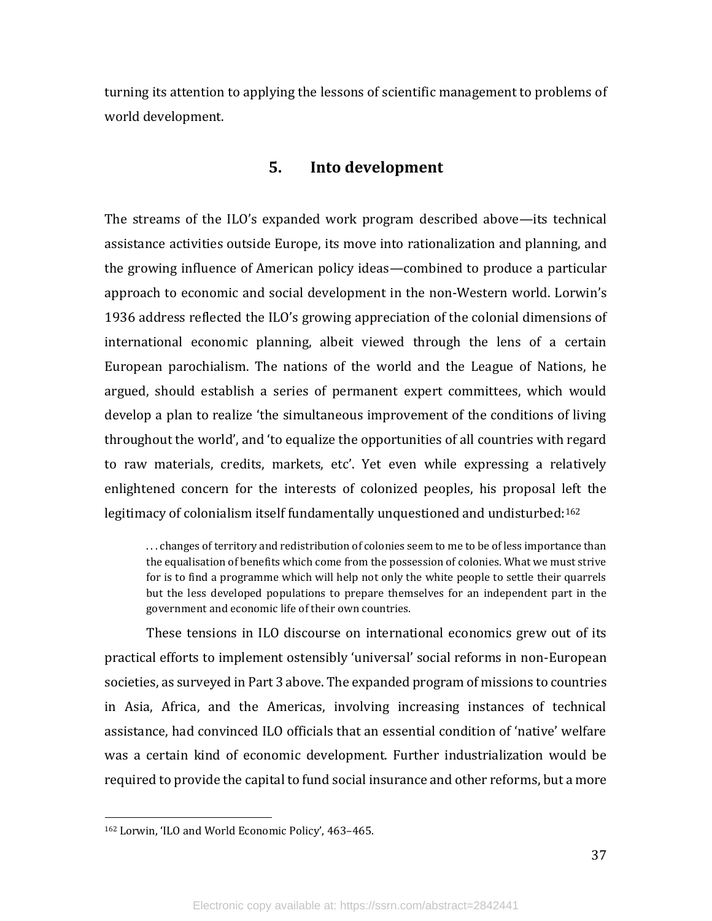turning its attention to applying the lessons of scientific management to problems of world development.

## 5. Into development

The streams of the ILO's expanded work program described above—its technical assistance activities outside Europe, its move into rationalization and planning, and the growing influence of American policy ideas—combined to produce a particular approach to economic and social development in the non-Western world. Lorwin's 1936 address reflected the ILO's growing appreciation of the colonial dimensions of international economic planning, albeit viewed through the lens of a certain European parochialism. The nations of the world and the League of Nations, he argued, should establish a series of permanent expert committees, which would develop a plan to realize 'the simultaneous improvement of the conditions of living throughout the world', and 'to equalize the opportunities of all countries with regard to raw materials, credits, markets, etc'. Yet even while expressing a relatively enlightened concern for the interests of colonized peoples, his proposal left the legitimacy of colonialism itself fundamentally unquestioned and undisturbed:[162]

> . . . changes of territory and redistribution of colonies seem to me to be of less importance than the equalisation of benefits which come from the possession of colonies. What we must strive for is to find a programme which will help not only the white people to settle their quarrels but the less developed populations to prepare themselves for an independent part in the government and economic life of their own countries.

These tensions in ILO discourse on international economics grew out of its practical efforts to implement ostensibly 'universal' social reforms in non-European societies, as surveyed in Part 3 above. The expanded program of missions to countries in Asia, Africa, and the Americas, involving increasing instances of technical assistance, had convinced ILO officials that an essential condition of 'native' welfare was a certain kind of economic development. Further industrialization would be required to provide the capital to fund social insurance and other reforms, but a more

---

[162] Lorwin, 'ILO and World Economic Policy', 463–465.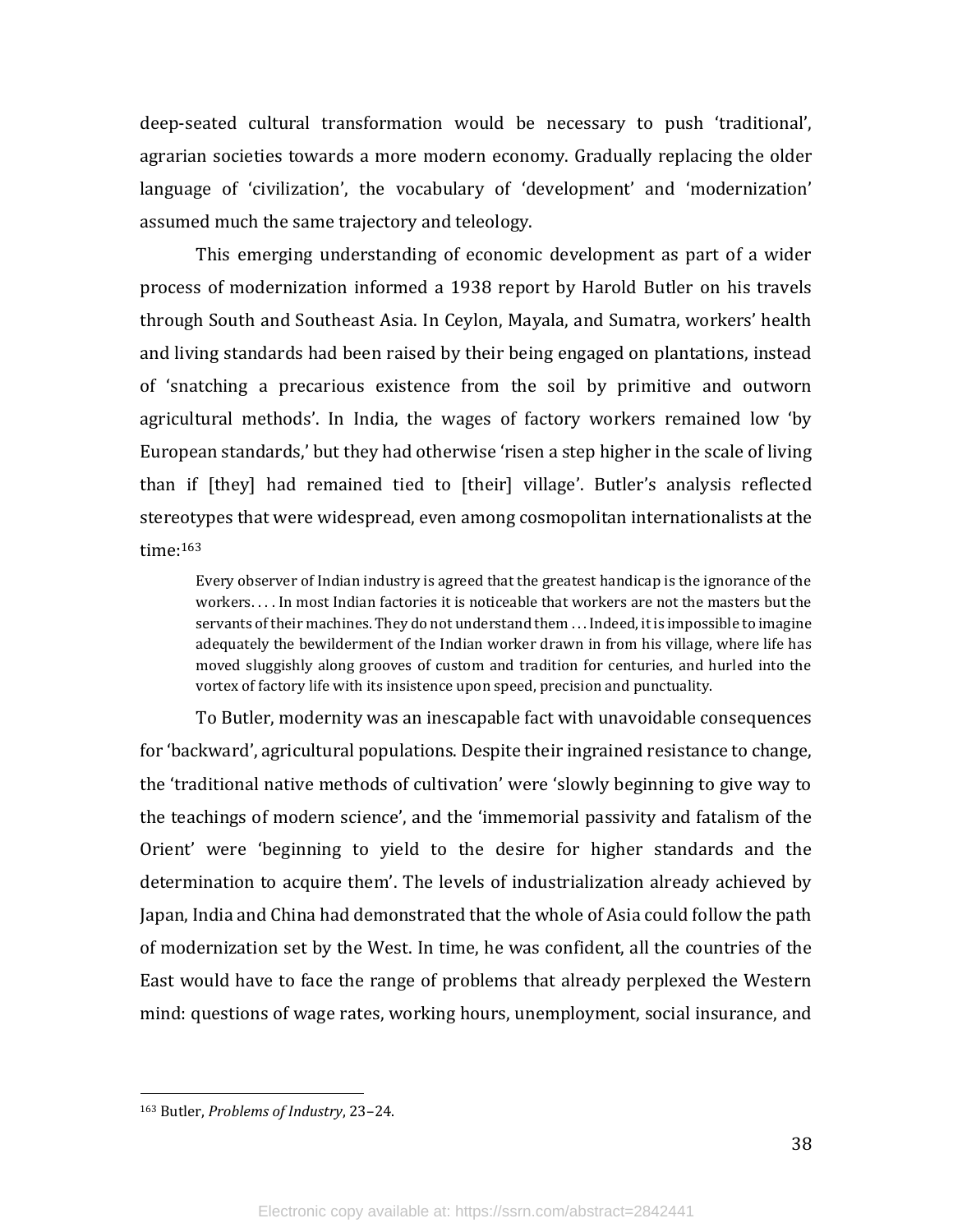deep-seated cultural transformation would be necessary to push 'traditional', agrarian societies towards a more modern economy. Gradually replacing the older language of 'civilization', the vocabulary of 'development' and 'modernization' assumed much the same trajectory and teleology.

This emerging understanding of economic development as part of a wider process of modernization informed a 1938 report by Harold Butler on his travels through South and Southeast Asia. In Ceylon, Mayala, and Sumatra, workers' health and living standards had been raised by their being engaged on plantations, instead of 'snatching a precarious existence from the soil by primitive and outworn agricultural methods'. In India, the wages of factory workers remained low 'by European standards,' but they had otherwise 'risen a step higher in the scale of living than if [they] had remained tied to [their] village'. Butler's analysis reflected stereotypes that were widespread, even among cosmopolitan internationalists at the time:[163]

> Every observer of Indian industry is agreed that the greatest handicap is the ignorance of the workers. . . . In most Indian factories it is noticeable that workers are not the masters but the servants of their machines. They do not understand them . . . Indeed, it is impossible to imagine adequately the bewilderment of the Indian worker drawn in from his village, where life has moved sluggishly along grooves of custom and tradition for centuries, and hurled into the vortex of factory life with its insistence upon speed, precision and punctuality.

To Butler, modernity was an inescapable fact with unavoidable consequences for 'backward', agricultural populations. Despite their ingrained resistance to change, the 'traditional native methods of cultivation' were 'slowly beginning to give way to the teachings of modern science', and the 'immemorial passivity and fatalism of the Orient' were 'beginning to yield to the desire for higher standards and the determination to acquire them'. The levels of industrialization already achieved by Japan, India and China had demonstrated that the whole of Asia could follow the path of modernization set by the West. In time, he was confident, all the countries of the East would have to face the range of problems that already perplexed the Western mind: questions of wage rates, working hours, unemployment, social insurance, and

---

[163] Butler, *Problems of Industry*, 23–24.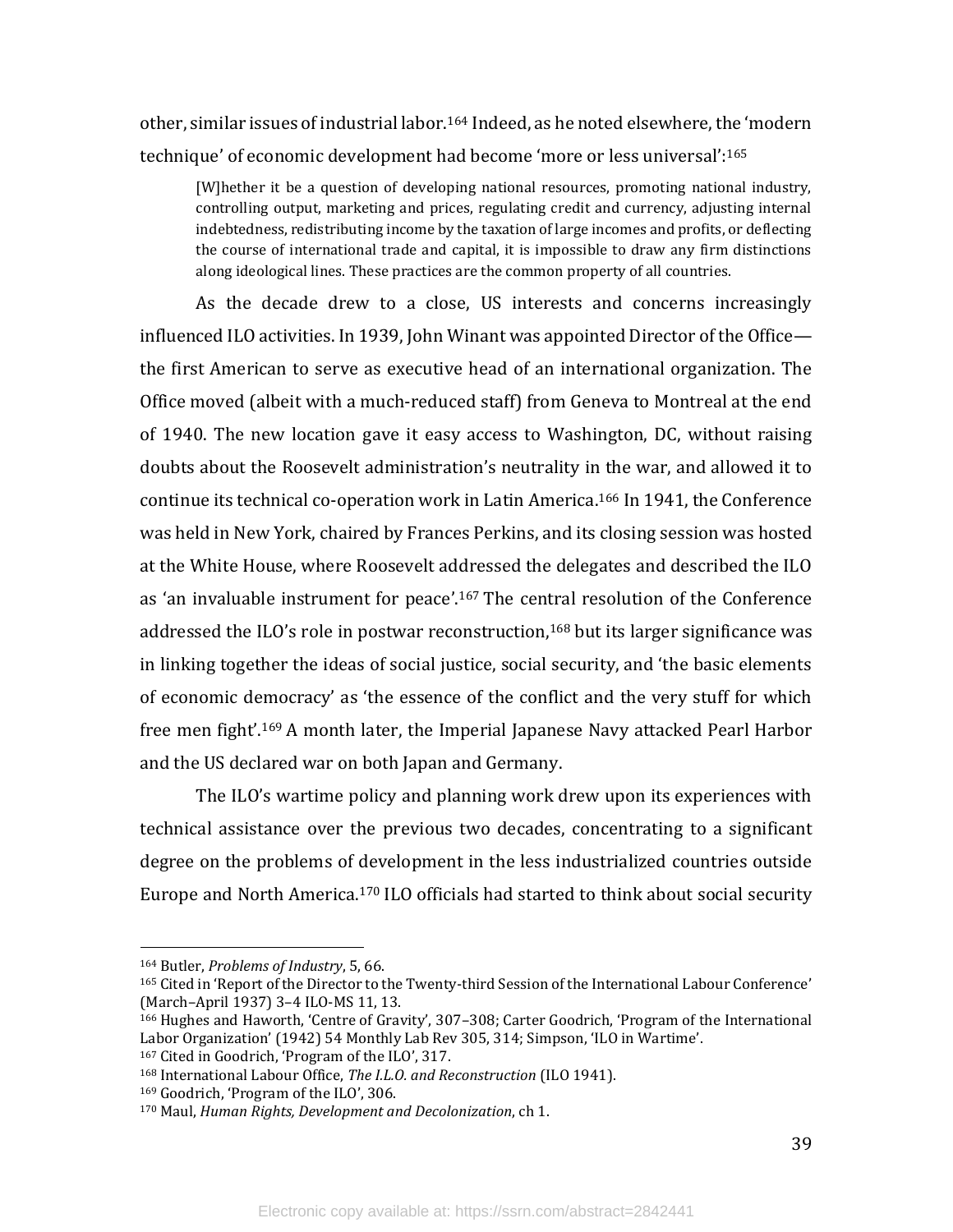other, similar issues of industrial labor.[164] Indeed, as he noted elsewhere, the 'modern technique' of economic development had become 'more or less universal':[165]

> [W]hether it be a question of developing national resources, promoting national industry, controlling output, marketing and prices, regulating credit and currency, adjusting internal indebtedness, redistributing income by the taxation of large incomes and profits, or deflecting the course of international trade and capital, it is impossible to draw any firm distinctions along ideological lines. These practices are the common property of all countries.

As the decade drew to a close, US interests and concerns increasingly influenced ILO activities. In 1939, John Winant was appointed Director of the Office—the first American to serve as executive head of an international organization. The Office moved (albeit with a much-reduced staff) from Geneva to Montreal at the end of 1940. The new location gave it easy access to Washington, DC, without raising doubts about the Roosevelt administration's neutrality in the war, and allowed it to continue its technical co-operation work in Latin America.[166] In 1941, the Conference was held in New York, chaired by Frances Perkins, and its closing session was hosted at the White House, where Roosevelt addressed the delegates and described the ILO as 'an invaluable instrument for peace'.[167] The central resolution of the Conference addressed the ILO's role in postwar reconstruction,[168] but its larger significance was in linking together the ideas of social justice, social security, and 'the basic elements of economic democracy' as 'the essence of the conflict and the very stuff for which free men fight'.[169] A month later, the Imperial Japanese Navy attacked Pearl Harbor and the US declared war on both Japan and Germany.

The ILO's wartime policy and planning work drew upon its experiences with technical assistance over the previous two decades, concentrating to a significant degree on the problems of development in the less industrialized countries outside Europe and North America.[170] ILO officials had started to think about social security

---

[164] Butler, *Problems of Industry*, 5, 66.

[165] Cited in 'Report of the Director to the Twenty-third Session of the International Labour Conference' (March–April 1937) 3–4 ILO-MS 11, 13.

[166] Hughes and Haworth, 'Centre of Gravity', 307–308; Carter Goodrich, 'Program of the International Labor Organization' (1942) 54 Monthly Lab Rev 305, 314; Simpson, 'ILO in Wartime'.

[167] Cited in Goodrich, 'Program of the ILO', 317.

[168] International Labour Office, *The I.L.O. and Reconstruction* (ILO 1941).

[169] Goodrich, 'Program of the ILO', 306.

[170] Maul, *Human Rights, Development and Decolonization*, ch 1.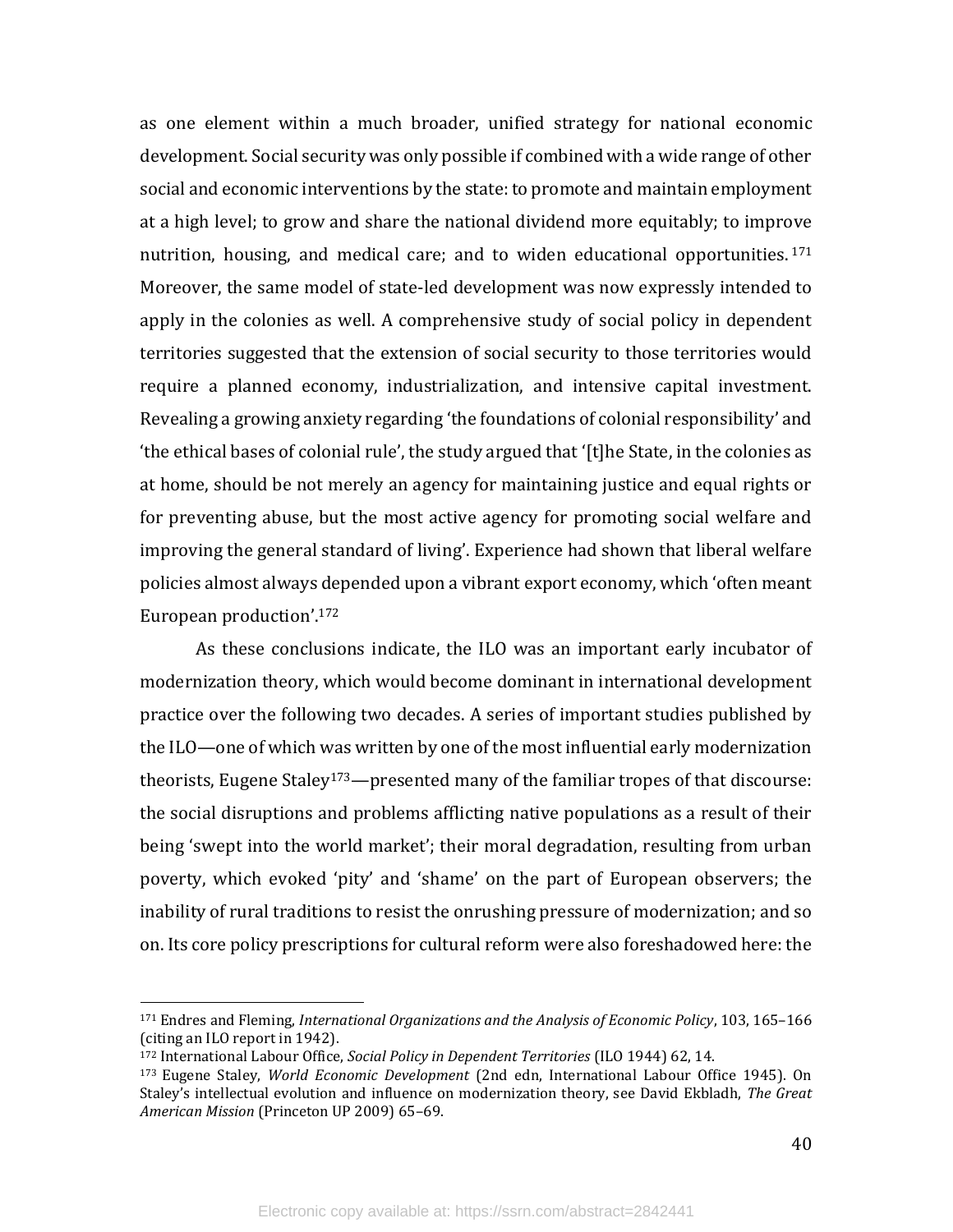as one element within a much broader, unified strategy for national economic development. Social security was only possible if combined with a wide range of other social and economic interventions by the state: to promote and maintain employment at a high level; to grow and share the national dividend more equitably; to improve nutrition, housing, and medical care; and to widen educational opportunities.[171] Moreover, the same model of state-led development was now expressly intended to apply in the colonies as well. A comprehensive study of social policy in dependent territories suggested that the extension of social security to those territories would require a planned economy, industrialization, and intensive capital investment. Revealing a growing anxiety regarding 'the foundations of colonial responsibility' and 'the ethical bases of colonial rule', the study argued that '[t]he State, in the colonies as at home, should be not merely an agency for maintaining justice and equal rights or for preventing abuse, but the most active agency for promoting social welfare and improving the general standard of living'. Experience had shown that liberal welfare policies almost always depended upon a vibrant export economy, which 'often meant European production'.[172]

As these conclusions indicate, the ILO was an important early incubator of modernization theory, which would become dominant in international development practice over the following two decades. A series of important studies published by the ILO—one of which was written by one of the most influential early modernization theorists, Eugene Staley[173]—presented many of the familiar tropes of that discourse: the social disruptions and problems afflicting native populations as a result of their being 'swept into the world market'; their moral degradation, resulting from urban poverty, which evoked 'pity' and 'shame' on the part of European observers; the inability of rural traditions to resist the onrushing pressure of modernization; and so on. Its core policy prescriptions for cultural reform were also foreshadowed here: the

---

[171] Endres and Fleming, *International Organizations and the Analysis of Economic Policy*, 103, 165–166 (citing an ILO report in 1942).

[172] International Labour Office, *Social Policy in Dependent Territories* (ILO 1944) 62, 14.

[173] Eugene Staley, *World Economic Development* (2nd edn, International Labour Office 1945). On Staley's intellectual evolution and influence on modernization theory, see David Ekbladh, *The Great American Mission* (Princeton UP 2009) 65–69.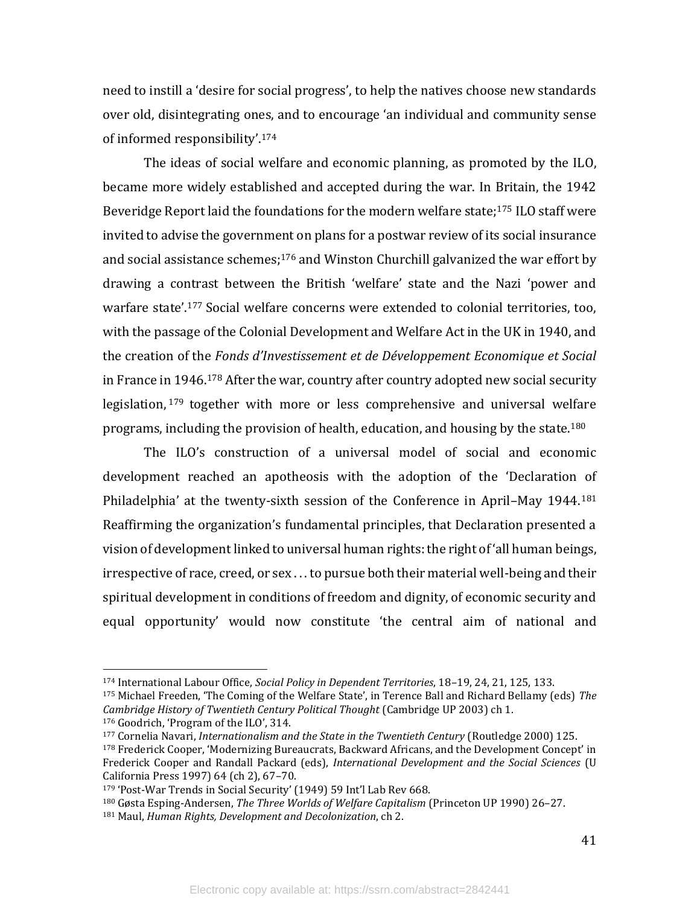need to instill a 'desire for social progress', to help the natives choose new standards over old, disintegrating ones, and to encourage 'an individual and community sense of informed responsibility'.[174]

The ideas of social welfare and economic planning, as promoted by the ILO, became more widely established and accepted during the war. In Britain, the 1942 Beveridge Report laid the foundations for the modern welfare state;[175] ILO staff were invited to advise the government on plans for a postwar review of its social insurance and social assistance schemes;[176] and Winston Churchill galvanized the war effort by drawing a contrast between the British 'welfare' state and the Nazi 'power and warfare state'.[177] Social welfare concerns were extended to colonial territories, too, with the passage of the Colonial Development and Welfare Act in the UK in 1940, and the creation of the *Fonds d'Investissement et de Développement Economique et Social* in France in 1946.[178] After the war, country after country adopted new social security legislation,[179] together with more or less comprehensive and universal welfare programs, including the provision of health, education, and housing by the state.[180]

The ILO's construction of a universal model of social and economic development reached an apotheosis with the adoption of the 'Declaration of Philadelphia' at the twenty-sixth session of the Conference in April–May 1944.[181] Reaffirming the organization's fundamental principles, that Declaration presented a vision of development linked to universal human rights: the right of 'all human beings, irrespective of race, creed, or sex . . . to pursue both their material well-being and their spiritual development in conditions of freedom and dignity, of economic security and equal opportunity' would now constitute 'the central aim of national and

---

[174] International Labour Office, *Social Policy in Dependent Territories*, 18–19, 24, 21, 125, 133.

[175] Michael Freeden, 'The Coming of the Welfare State', in Terence Ball and Richard Bellamy (eds) *The Cambridge History of Twentieth Century Political Thought* (Cambridge UP 2003) ch 1.

[176] Goodrich, 'Program of the ILO', 314.

[177] Cornelia Navari, *Internationalism and the State in the Twentieth Century* (Routledge 2000) 125.

[178] Frederick Cooper, 'Modernizing Bureaucrats, Backward Africans, and the Development Concept' in Frederick Cooper and Randall Packard (eds), *International Development and the Social Sciences* (U California Press 1997) 64 (ch 2), 67–70.

[179] 'Post-War Trends in Social Security' (1949) 59 Int'l Lab Rev 668.

[180] Gøsta Esping-Andersen, *The Three Worlds of Welfare Capitalism* (Princeton UP 1990) 26–27.

[181] Maul, *Human Rights, Development and Decolonization*, ch 2.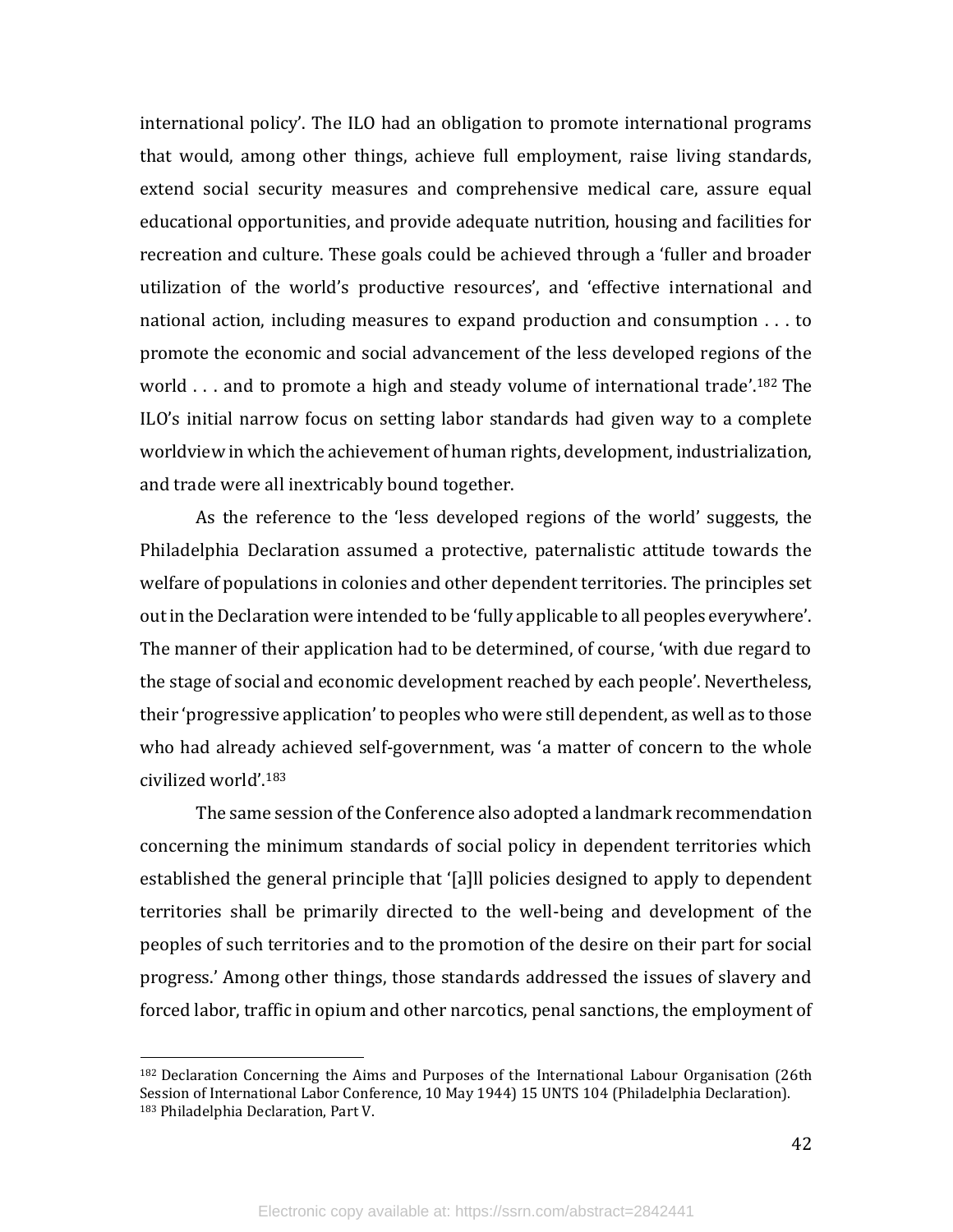international policy'. The ILO had an obligation to promote international programs that would, among other things, achieve full employment, raise living standards, extend social security measures and comprehensive medical care, assure equal educational opportunities, and provide adequate nutrition, housing and facilities for recreation and culture. These goals could be achieved through a 'fuller and broader utilization of the world's productive resources', and 'effective international and national action, including measures to expand production and consumption . . . to promote the economic and social advancement of the less developed regions of the world . . . and to promote a high and steady volume of international trade'.[182] The ILO's initial narrow focus on setting labor standards had given way to a complete worldview in which the achievement of human rights, development, industrialization, and trade were all inextricably bound together.

As the reference to the 'less developed regions of the world' suggests, the Philadelphia Declaration assumed a protective, paternalistic attitude towards the welfare of populations in colonies and other dependent territories. The principles set out in the Declaration were intended to be 'fully applicable to all peoples everywhere'. The manner of their application had to be determined, of course, 'with due regard to the stage of social and economic development reached by each people'. Nevertheless, their 'progressive application' to peoples who were still dependent, as well as to those who had already achieved self-government, was 'a matter of concern to the whole civilized world'.[183]

The same session of the Conference also adopted a landmark recommendation concerning the minimum standards of social policy in dependent territories which established the general principle that '[a]ll policies designed to apply to dependent territories shall be primarily directed to the well-being and development of the peoples of such territories and to the promotion of the desire on their part for social progress.' Among other things, those standards addressed the issues of slavery and forced labor, traffic in opium and other narcotics, penal sanctions, the employment of

[182] Declaration Concerning the Aims and Purposes of the International Labour Organisation (26th Session of International Labor Conference, 10 May 1944) 15 UNTS 104 (Philadelphia Declaration).
[183] Philadelphia Declaration, Part V.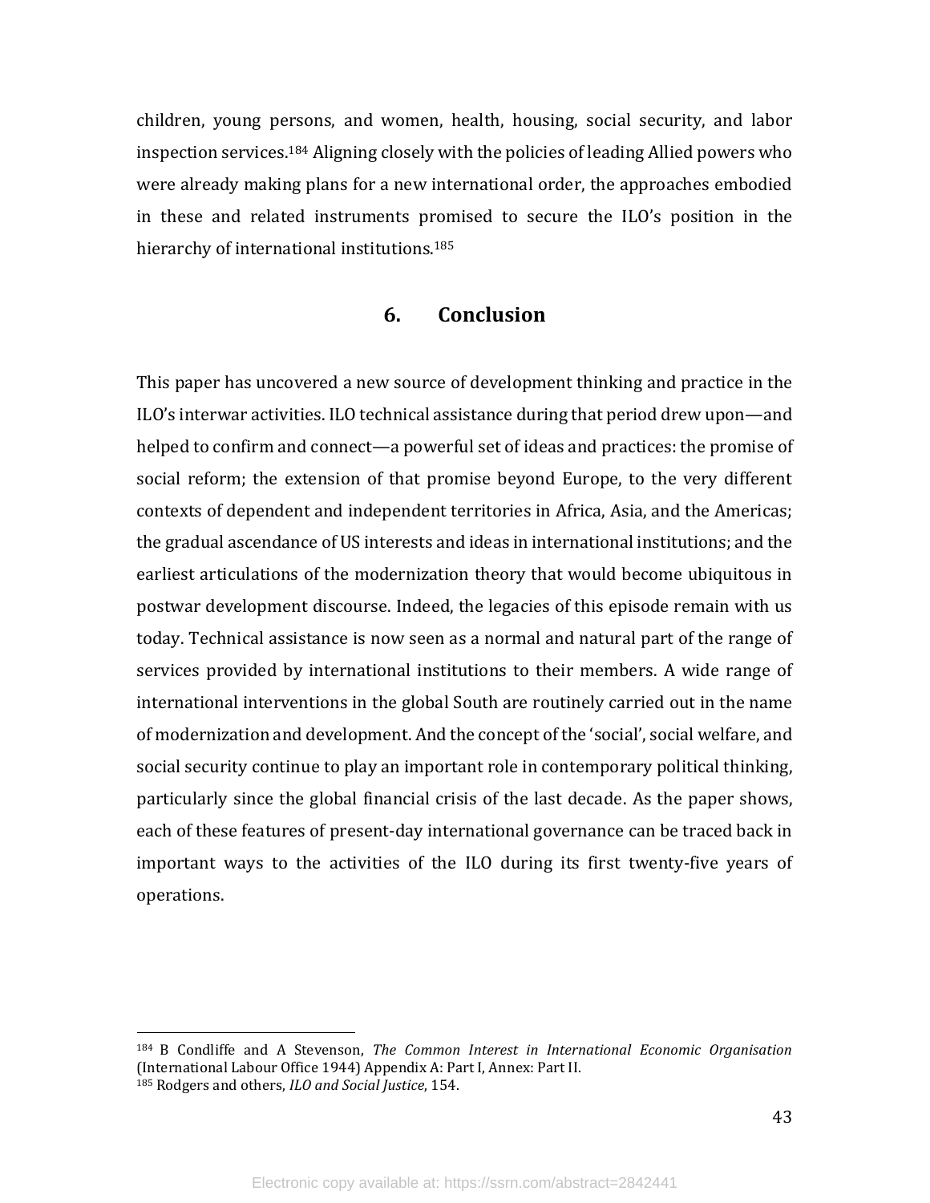children, young persons, and women, health, housing, social security, and labor inspection services.[184] Aligning closely with the policies of leading Allied powers who were already making plans for a new international order, the approaches embodied in these and related instruments promised to secure the ILO's position in the hierarchy of international institutions.[185]

## 6. Conclusion

This paper has uncovered a new source of development thinking and practice in the ILO's interwar activities. ILO technical assistance during that period drew upon—and helped to confirm and connect—a powerful set of ideas and practices: the promise of social reform; the extension of that promise beyond Europe, to the very different contexts of dependent and independent territories in Africa, Asia, and the Americas; the gradual ascendance of US interests and ideas in international institutions; and the earliest articulations of the modernization theory that would become ubiquitous in postwar development discourse. Indeed, the legacies of this episode remain with us today. Technical assistance is now seen as a normal and natural part of the range of services provided by international institutions to their members. A wide range of international interventions in the global South are routinely carried out in the name of modernization and development. And the concept of the 'social', social welfare, and social security continue to play an important role in contemporary political thinking, particularly since the global financial crisis of the last decade. As the paper shows, each of these features of present-day international governance can be traced back in important ways to the activities of the ILO during its first twenty-five years of operations.

---

[184] B Condliffe and A Stevenson, *The Common Interest in International Economic Organisation* (International Labour Office 1944) Appendix A: Part I, Annex: Part II.

[185] Rodgers and others, *ILO and Social Justice*, 154.